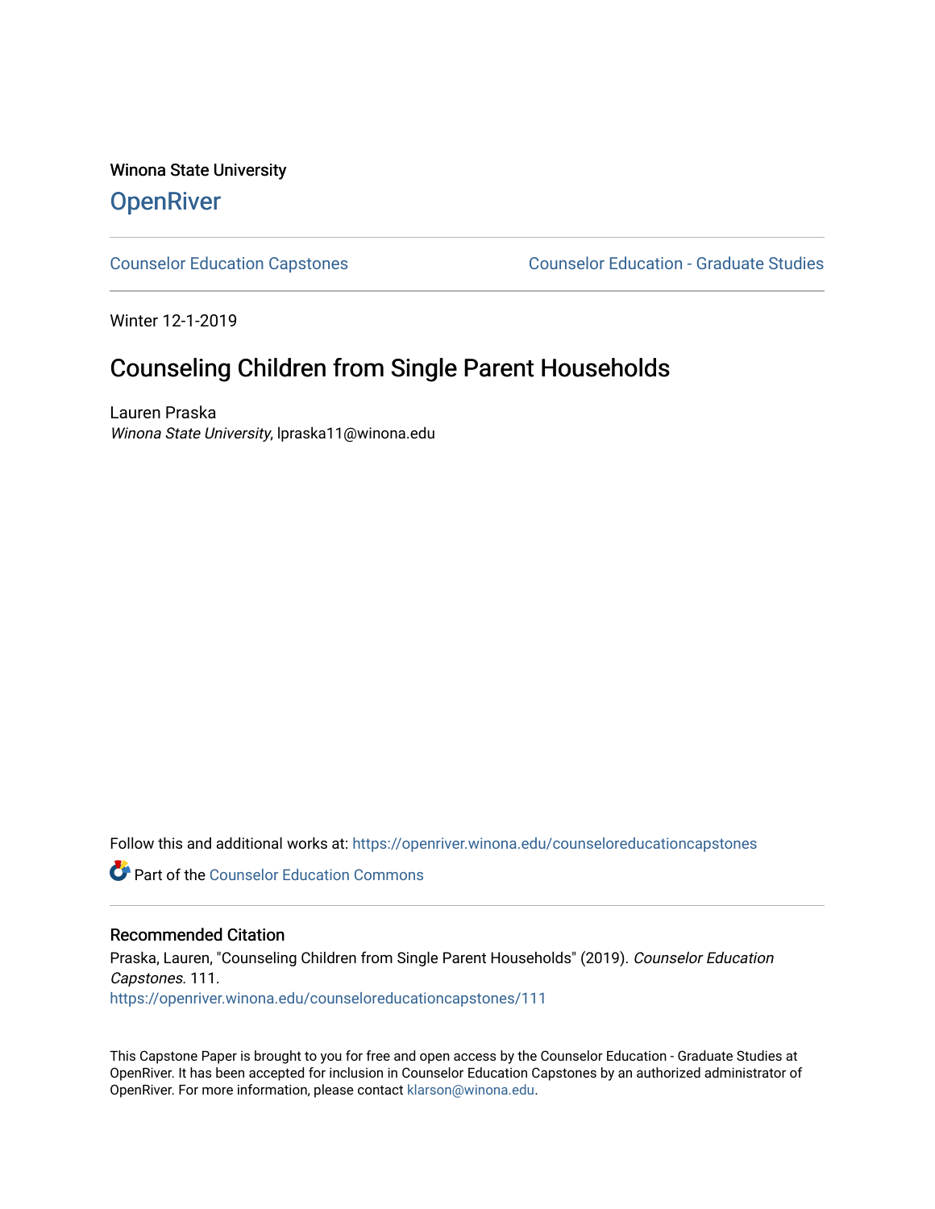Winona State University

# OpenRiver

Counselor Education Capstones

Counselor Education - Graduate Studies

Winter 12-1-2019

## Counseling Children from Single Parent Households

Lauren Praska
*Winona State University*, lpraska11@winona.edu

Follow this and additional works at: https://openriver.winona.edu/counseloreducationcapstones

Part of the Counselor Education Commons

### Recommended Citation

Praska, Lauren, "Counseling Children from Single Parent Households" (2019). *Counselor Education Capstones*. 111.
https://openriver.winona.edu/counseloreducationcapstones/111

This Capstone Paper is brought to you for free and open access by the Counselor Education - Graduate Studies at OpenRiver. It has been accepted for inclusion in Counselor Education Capstones by an authorized administrator of OpenRiver. For more information, please contact klarson@winona.edu.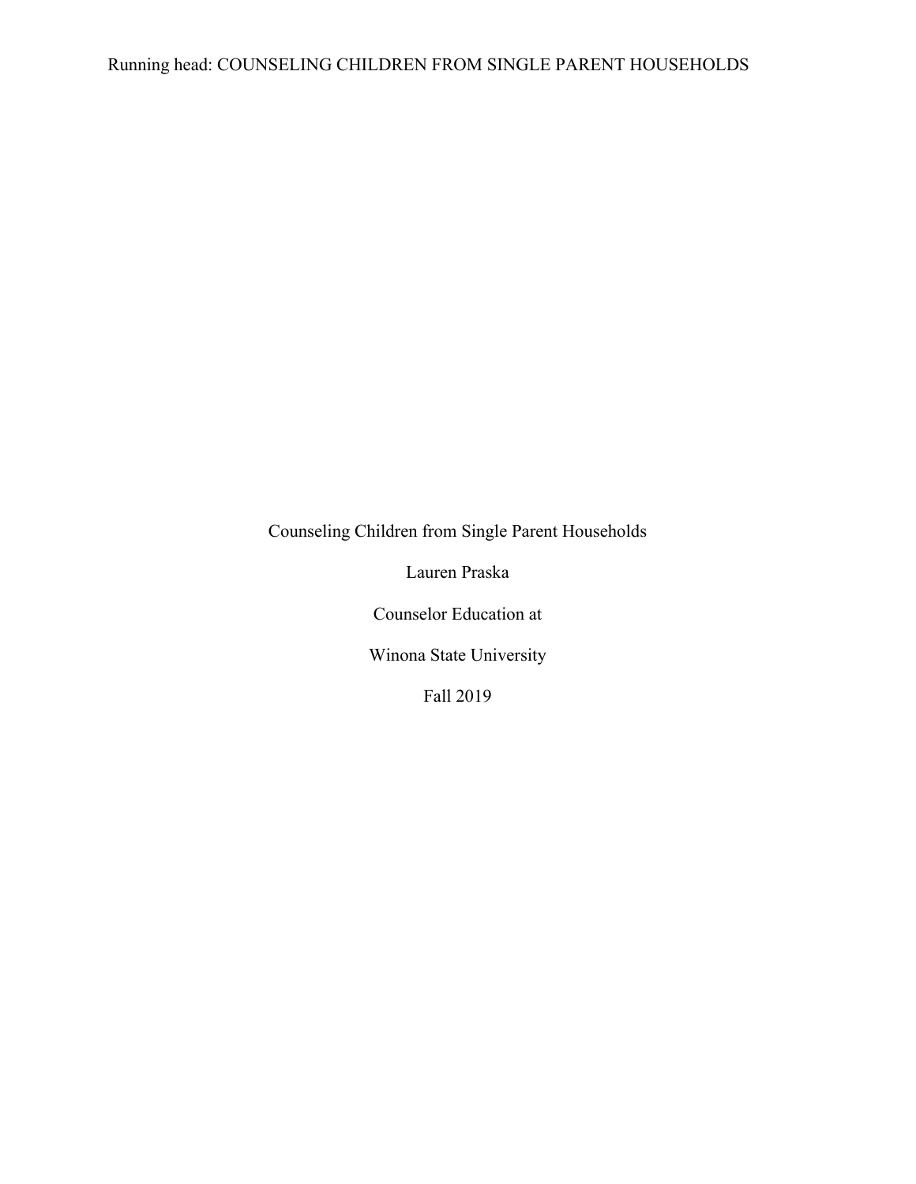Counseling Children from Single Parent Households

Lauren Praska

Counselor Education at

Winona State University

Fall 2019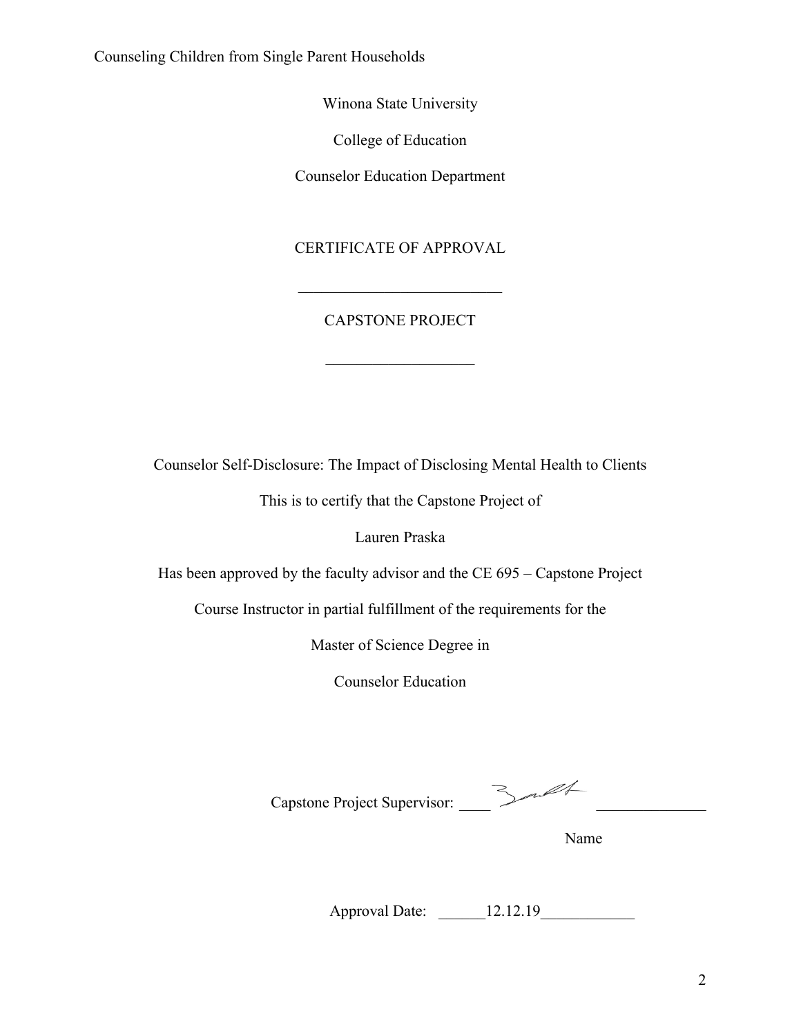Winona State University

College of Education

Counselor Education Department

CERTIFICATE OF APPROVAL

___________________________

CAPSTONE PROJECT

___________________

Counselor Self-Disclosure: The Impact of Disclosing Mental Health to Clients

This is to certify that the Capstone Project of

Lauren Praska

Has been approved by the faculty advisor and the CE 695 – Capstone Project

Course Instructor in partial fulfillment of the requirements for the

Master of Science Degree in

Counselor Education

Capstone Project Supervisor: ____ _____________

Name

Approval Date: ______12.12.19____________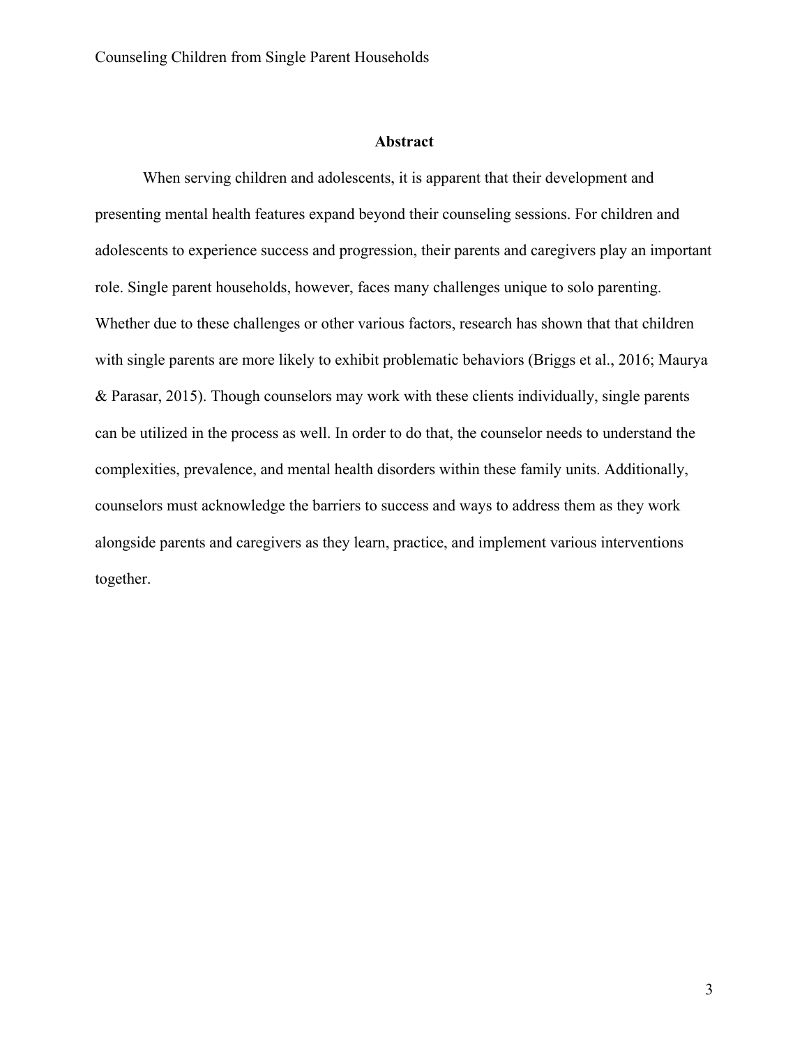## Abstract

When serving children and adolescents, it is apparent that their development and presenting mental health features expand beyond their counseling sessions. For children and adolescents to experience success and progression, their parents and caregivers play an important role. Single parent households, however, faces many challenges unique to solo parenting. Whether due to these challenges or other various factors, research has shown that that children with single parents are more likely to exhibit problematic behaviors (Briggs et al., 2016; Maurya & Parasar, 2015). Though counselors may work with these clients individually, single parents can be utilized in the process as well. In order to do that, the counselor needs to understand the complexities, prevalence, and mental health disorders within these family units. Additionally, counselors must acknowledge the barriers to success and ways to address them as they work alongside parents and caregivers as they learn, practice, and implement various interventions together.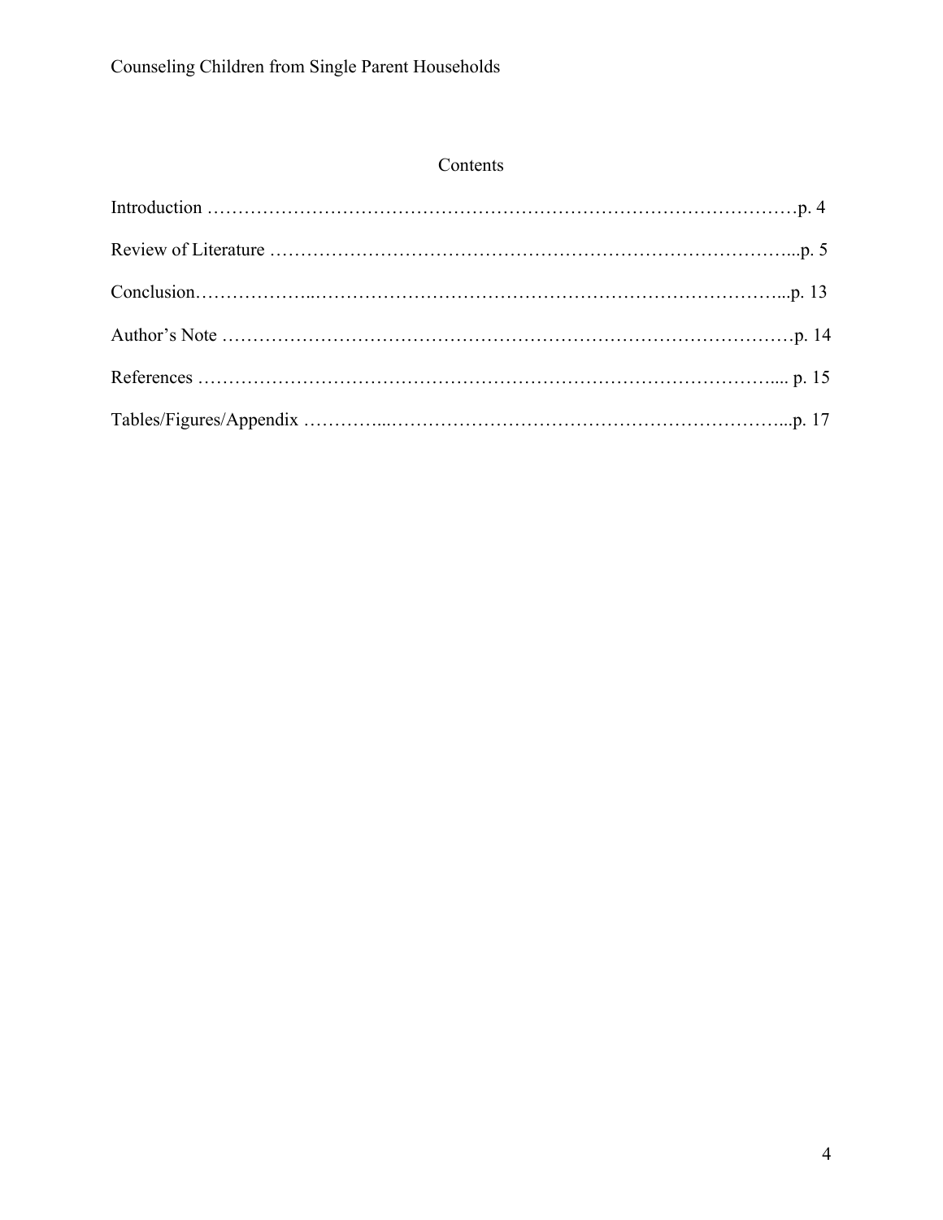## Contents

Introduction …………………………………………………………………………………p. 4

Review of Literature ……………………………………………………………………...p. 5

Conclusion………………..…………………………………………………………...p. 13

Author's Note ……………………………………………………………………………p. 14

References ……………………………………………………………………….... p. 15

Tables/Figures/Appendix …………...…………………………………………………...p. 17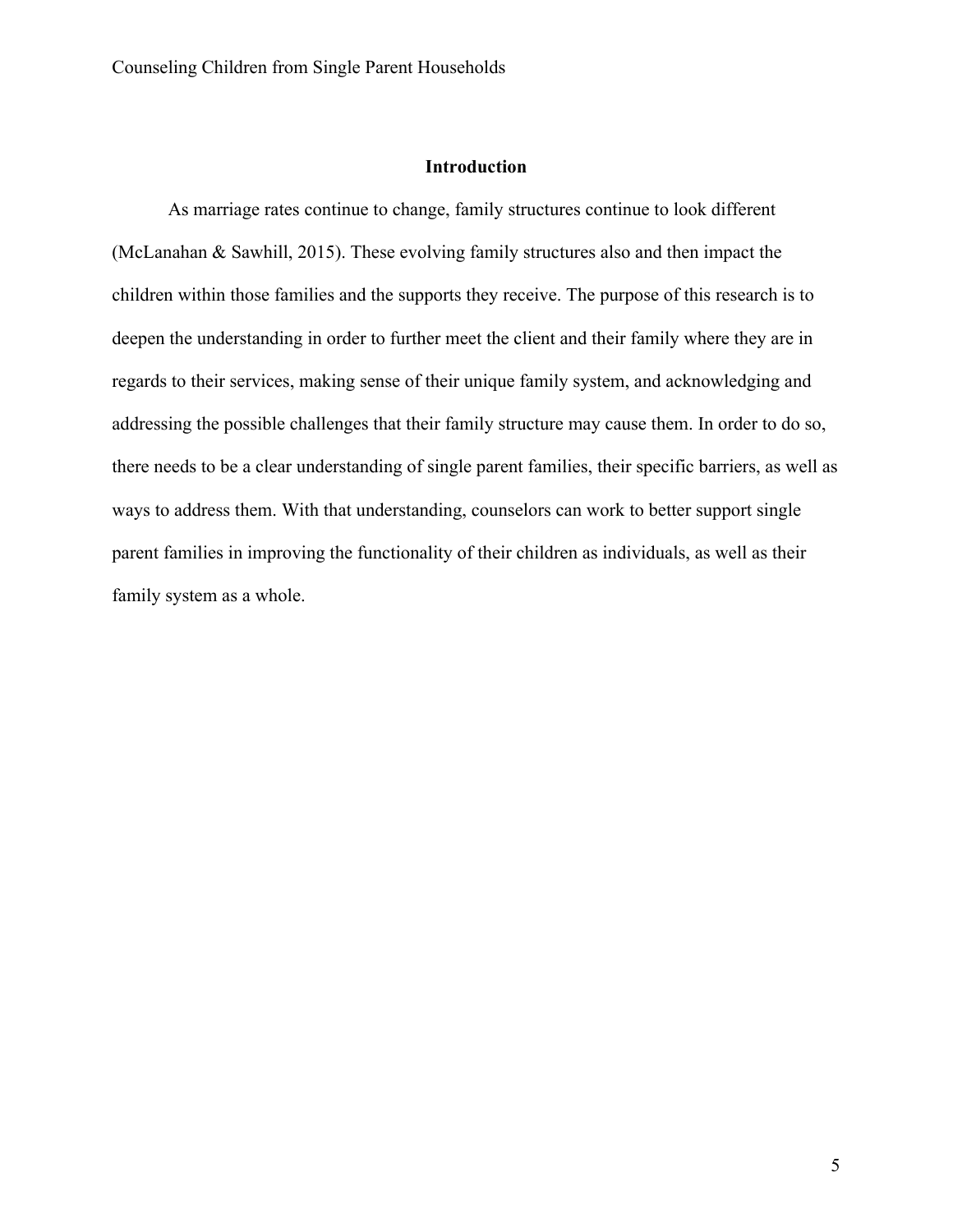## Introduction

As marriage rates continue to change, family structures continue to look different (McLanahan & Sawhill, 2015). These evolving family structures also and then impact the children within those families and the supports they receive. The purpose of this research is to deepen the understanding in order to further meet the client and their family where they are in regards to their services, making sense of their unique family system, and acknowledging and addressing the possible challenges that their family structure may cause them. In order to do so, there needs to be a clear understanding of single parent families, their specific barriers, as well as ways to address them. With that understanding, counselors can work to better support single parent families in improving the functionality of their children as individuals, as well as their family system as a whole.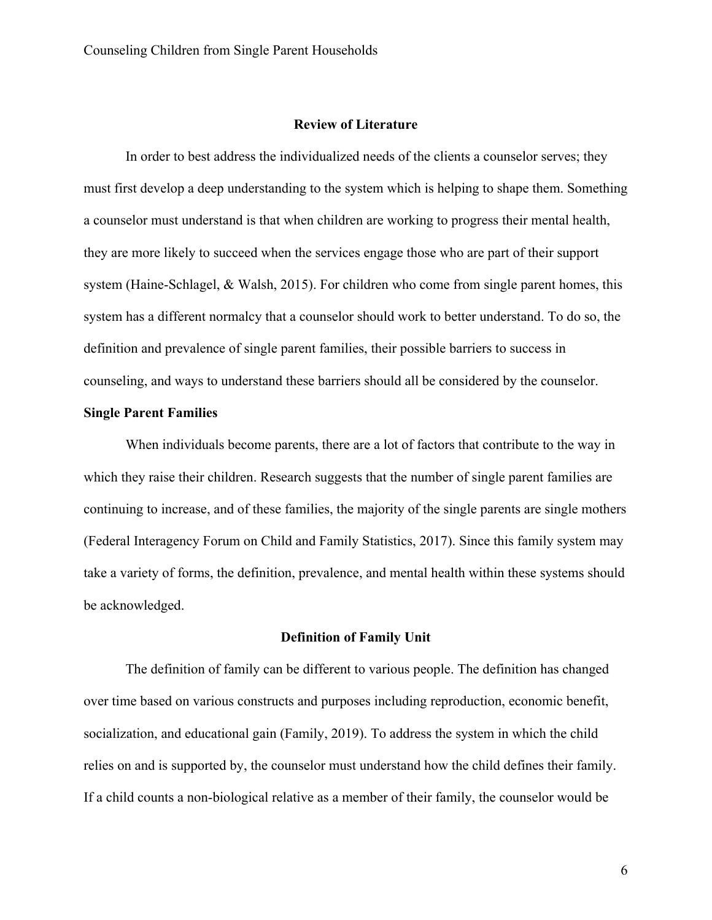# Review of Literature

In order to best address the individualized needs of the clients a counselor serves; they must first develop a deep understanding to the system which is helping to shape them. Something a counselor must understand is that when children are working to progress their mental health, they are more likely to succeed when the services engage those who are part of their support system (Haine-Schlagel, & Walsh, 2015). For children who come from single parent homes, this system has a different normalcy that a counselor should work to better understand. To do so, the definition and prevalence of single parent families, their possible barriers to success in counseling, and ways to understand these barriers should all be considered by the counselor.

## Single Parent Families

When individuals become parents, there are a lot of factors that contribute to the way in which they raise their children. Research suggests that the number of single parent families are continuing to increase, and of these families, the majority of the single parents are single mothers (Federal Interagency Forum on Child and Family Statistics, 2017). Since this family system may take a variety of forms, the definition, prevalence, and mental health within these systems should be acknowledged.

### Definition of Family Unit

The definition of family can be different to various people. The definition has changed over time based on various constructs and purposes including reproduction, economic benefit, socialization, and educational gain (Family, 2019). To address the system in which the child relies on and is supported by, the counselor must understand how the child defines their family. If a child counts a non-biological relative as a member of their family, the counselor would be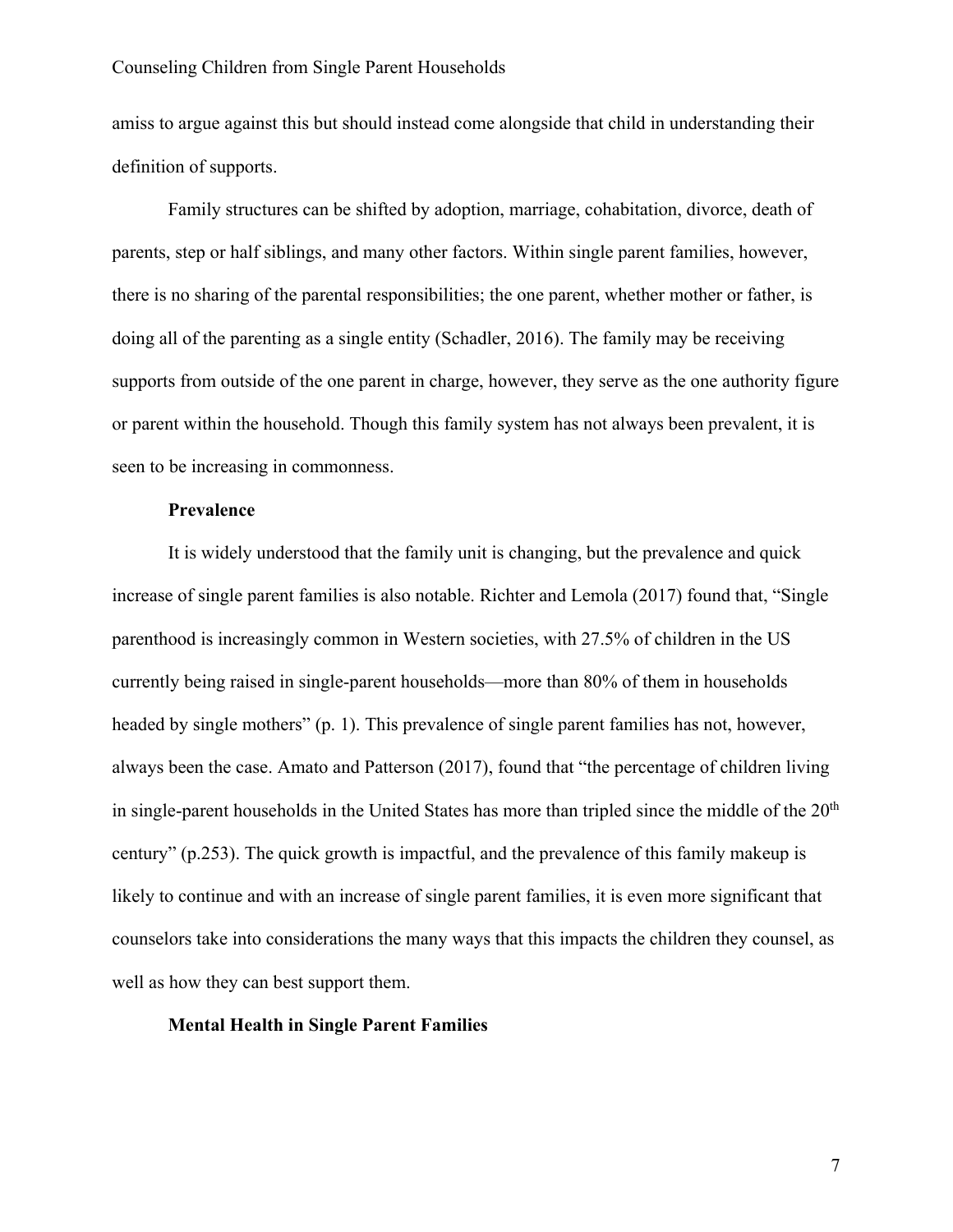amiss to argue against this but should instead come alongside that child in understanding their definition of supports.

Family structures can be shifted by adoption, marriage, cohabitation, divorce, death of parents, step or half siblings, and many other factors. Within single parent families, however, there is no sharing of the parental responsibilities; the one parent, whether mother or father, is doing all of the parenting as a single entity (Schadler, 2016). The family may be receiving supports from outside of the one parent in charge, however, they serve as the one authority figure or parent within the household. Though this family system has not always been prevalent, it is seen to be increasing in commonness.

**Prevalence**

It is widely understood that the family unit is changing, but the prevalence and quick increase of single parent families is also notable. Richter and Lemola (2017) found that, "Single parenthood is increasingly common in Western societies, with 27.5% of children in the US currently being raised in single-parent households—more than 80% of them in households headed by single mothers" (p. 1). This prevalence of single parent families has not, however, always been the case. Amato and Patterson (2017), found that "the percentage of children living in single-parent households in the United States has more than tripled since the middle of the 20th century" (p.253). The quick growth is impactful, and the prevalence of this family makeup is likely to continue and with an increase of single parent families, it is even more significant that counselors take into considerations the many ways that this impacts the children they counsel, as well as how they can best support them.

**Mental Health in Single Parent Families**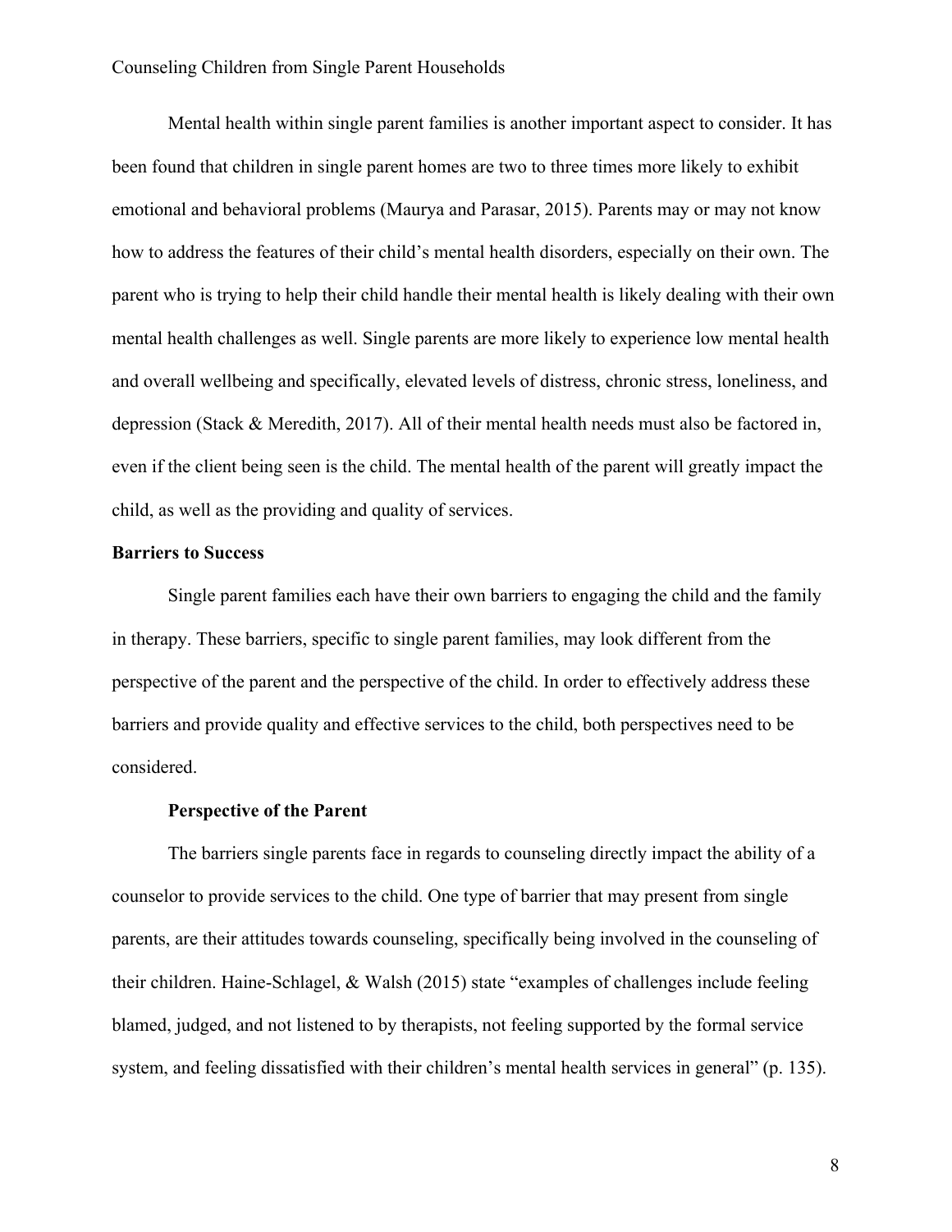Mental health within single parent families is another important aspect to consider. It has been found that children in single parent homes are two to three times more likely to exhibit emotional and behavioral problems (Maurya and Parasar, 2015). Parents may or may not know how to address the features of their child's mental health disorders, especially on their own. The parent who is trying to help their child handle their mental health is likely dealing with their own mental health challenges as well. Single parents are more likely to experience low mental health and overall wellbeing and specifically, elevated levels of distress, chronic stress, loneliness, and depression (Stack & Meredith, 2017). All of their mental health needs must also be factored in, even if the client being seen is the child. The mental health of the parent will greatly impact the child, as well as the providing and quality of services.

## Barriers to Success

Single parent families each have their own barriers to engaging the child and the family in therapy. These barriers, specific to single parent families, may look different from the perspective of the parent and the perspective of the child. In order to effectively address these barriers and provide quality and effective services to the child, both perspectives need to be considered.

### Perspective of the Parent

The barriers single parents face in regards to counseling directly impact the ability of a counselor to provide services to the child. One type of barrier that may present from single parents, are their attitudes towards counseling, specifically being involved in the counseling of their children. Haine-Schlagel, & Walsh (2015) state "examples of challenges include feeling blamed, judged, and not listened to by therapists, not feeling supported by the formal service system, and feeling dissatisfied with their children's mental health services in general" (p. 135).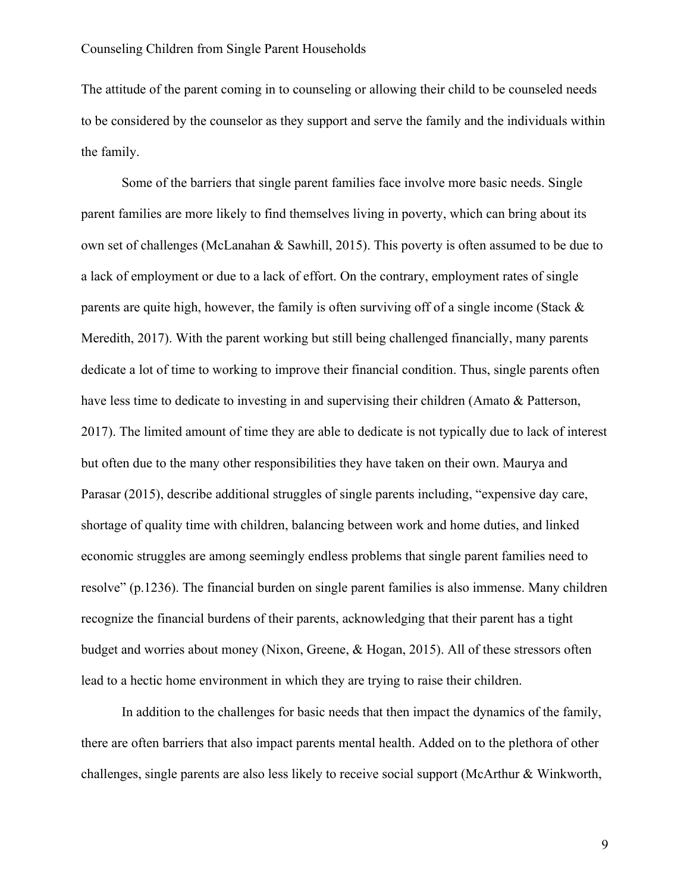The attitude of the parent coming in to counseling or allowing their child to be counseled needs to be considered by the counselor as they support and serve the family and the individuals within the family.

Some of the barriers that single parent families face involve more basic needs. Single parent families are more likely to find themselves living in poverty, which can bring about its own set of challenges (McLanahan & Sawhill, 2015). This poverty is often assumed to be due to a lack of employment or due to a lack of effort. On the contrary, employment rates of single parents are quite high, however, the family is often surviving off of a single income (Stack & Meredith, 2017). With the parent working but still being challenged financially, many parents dedicate a lot of time to working to improve their financial condition. Thus, single parents often have less time to dedicate to investing in and supervising their children (Amato & Patterson, 2017). The limited amount of time they are able to dedicate is not typically due to lack of interest but often due to the many other responsibilities they have taken on their own. Maurya and Parasar (2015), describe additional struggles of single parents including, "expensive day care, shortage of quality time with children, balancing between work and home duties, and linked economic struggles are among seemingly endless problems that single parent families need to resolve" (p.1236). The financial burden on single parent families is also immense. Many children recognize the financial burdens of their parents, acknowledging that their parent has a tight budget and worries about money (Nixon, Greene, & Hogan, 2015). All of these stressors often lead to a hectic home environment in which they are trying to raise their children.

In addition to the challenges for basic needs that then impact the dynamics of the family, there are often barriers that also impact parents mental health. Added on to the plethora of other challenges, single parents are also less likely to receive social support (McArthur & Winkworth,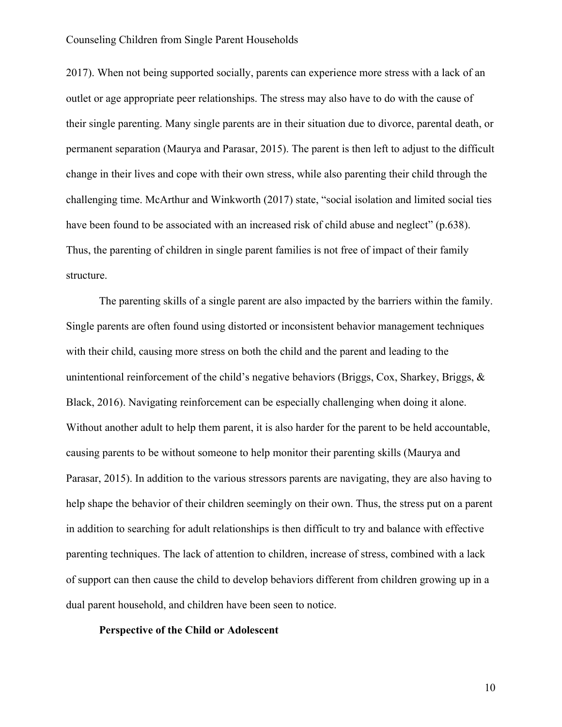2017). When not being supported socially, parents can experience more stress with a lack of an outlet or age appropriate peer relationships. The stress may also have to do with the cause of their single parenting. Many single parents are in their situation due to divorce, parental death, or permanent separation (Maurya and Parasar, 2015). The parent is then left to adjust to the difficult change in their lives and cope with their own stress, while also parenting their child through the challenging time. McArthur and Winkworth (2017) state, "social isolation and limited social ties have been found to be associated with an increased risk of child abuse and neglect" (p.638). Thus, the parenting of children in single parent families is not free of impact of their family structure.

The parenting skills of a single parent are also impacted by the barriers within the family. Single parents are often found using distorted or inconsistent behavior management techniques with their child, causing more stress on both the child and the parent and leading to the unintentional reinforcement of the child's negative behaviors (Briggs, Cox, Sharkey, Briggs, & Black, 2016). Navigating reinforcement can be especially challenging when doing it alone. Without another adult to help them parent, it is also harder for the parent to be held accountable, causing parents to be without someone to help monitor their parenting skills (Maurya and Parasar, 2015). In addition to the various stressors parents are navigating, they are also having to help shape the behavior of their children seemingly on their own. Thus, the stress put on a parent in addition to searching for adult relationships is then difficult to try and balance with effective parenting techniques. The lack of attention to children, increase of stress, combined with a lack of support can then cause the child to develop behaviors different from children growing up in a dual parent household, and children have been seen to notice.

**Perspective of the Child or Adolescent**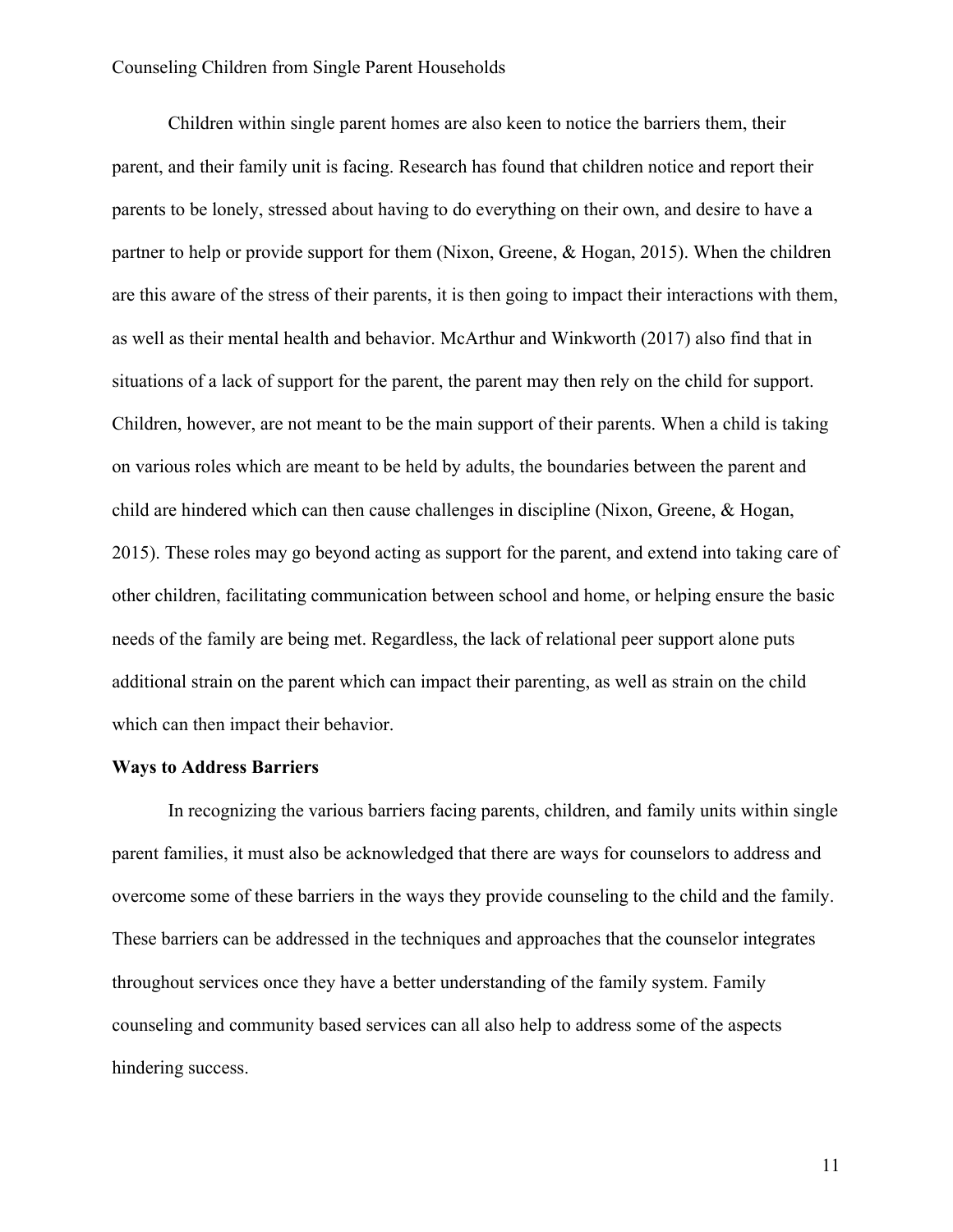Children within single parent homes are also keen to notice the barriers them, their parent, and their family unit is facing. Research has found that children notice and report their parents to be lonely, stressed about having to do everything on their own, and desire to have a partner to help or provide support for them (Nixon, Greene, & Hogan, 2015). When the children are this aware of the stress of their parents, it is then going to impact their interactions with them, as well as their mental health and behavior. McArthur and Winkworth (2017) also find that in situations of a lack of support for the parent, the parent may then rely on the child for support. Children, however, are not meant to be the main support of their parents. When a child is taking on various roles which are meant to be held by adults, the boundaries between the parent and child are hindered which can then cause challenges in discipline (Nixon, Greene, & Hogan, 2015). These roles may go beyond acting as support for the parent, and extend into taking care of other children, facilitating communication between school and home, or helping ensure the basic needs of the family are being met. Regardless, the lack of relational peer support alone puts additional strain on the parent which can impact their parenting, as well as strain on the child which can then impact their behavior.

**Ways to Address Barriers**

In recognizing the various barriers facing parents, children, and family units within single parent families, it must also be acknowledged that there are ways for counselors to address and overcome some of these barriers in the ways they provide counseling to the child and the family. These barriers can be addressed in the techniques and approaches that the counselor integrates throughout services once they have a better understanding of the family system. Family counseling and community based services can all also help to address some of the aspects hindering success.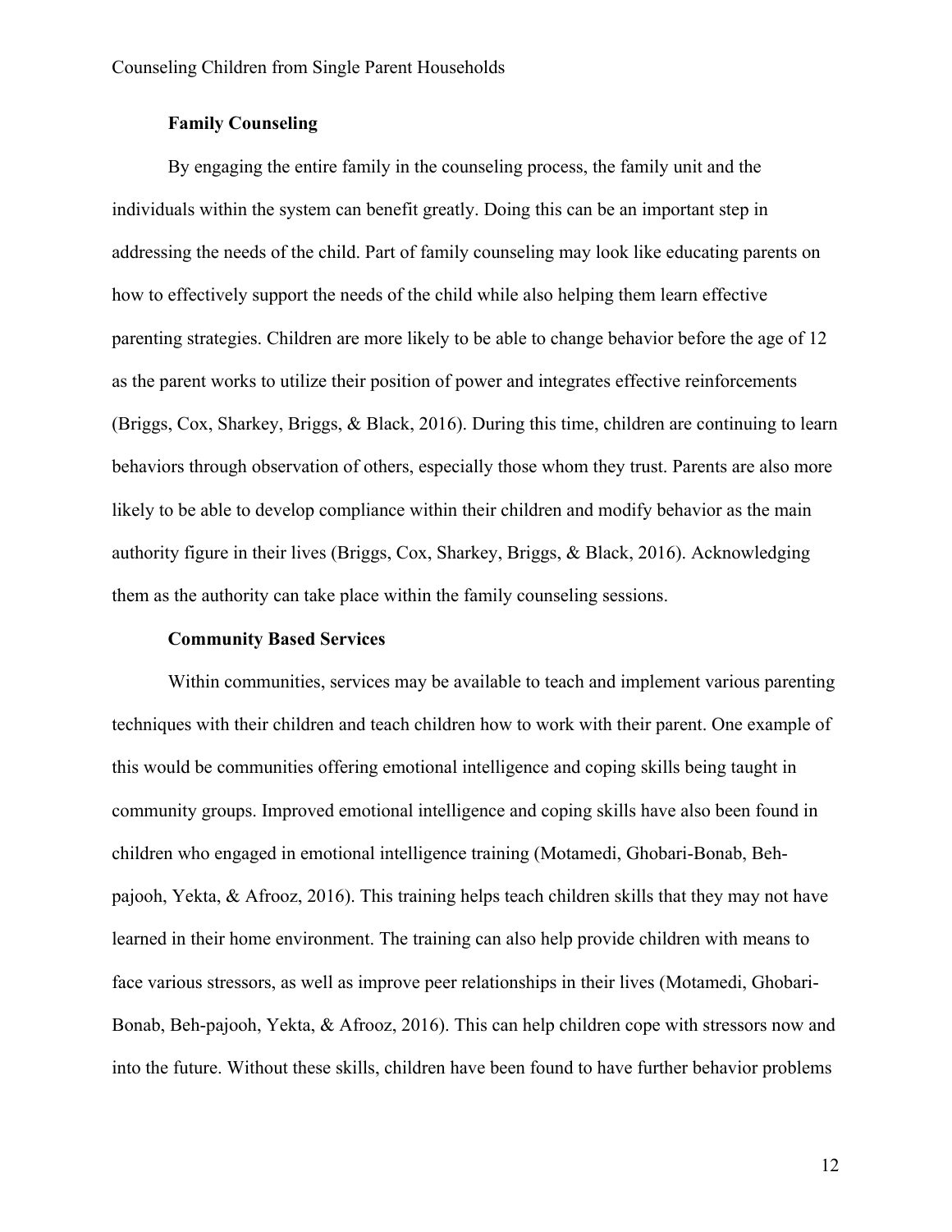### Family Counseling

By engaging the entire family in the counseling process, the family unit and the individuals within the system can benefit greatly. Doing this can be an important step in addressing the needs of the child. Part of family counseling may look like educating parents on how to effectively support the needs of the child while also helping them learn effective parenting strategies. Children are more likely to be able to change behavior before the age of 12 as the parent works to utilize their position of power and integrates effective reinforcements (Briggs, Cox, Sharkey, Briggs, & Black, 2016). During this time, children are continuing to learn behaviors through observation of others, especially those whom they trust. Parents are also more likely to be able to develop compliance within their children and modify behavior as the main authority figure in their lives (Briggs, Cox, Sharkey, Briggs, & Black, 2016). Acknowledging them as the authority can take place within the family counseling sessions.

### Community Based Services

Within communities, services may be available to teach and implement various parenting techniques with their children and teach children how to work with their parent. One example of this would be communities offering emotional intelligence and coping skills being taught in community groups. Improved emotional intelligence and coping skills have also been found in children who engaged in emotional intelligence training (Motamedi, Ghobari-Bonab, Beh-pajooh, Yekta, & Afrooz, 2016). This training helps teach children skills that they may not have learned in their home environment. The training can also help provide children with means to face various stressors, as well as improve peer relationships in their lives (Motamedi, Ghobari-Bonab, Beh-pajooh, Yekta, & Afrooz, 2016). This can help children cope with stressors now and into the future. Without these skills, children have been found to have further behavior problems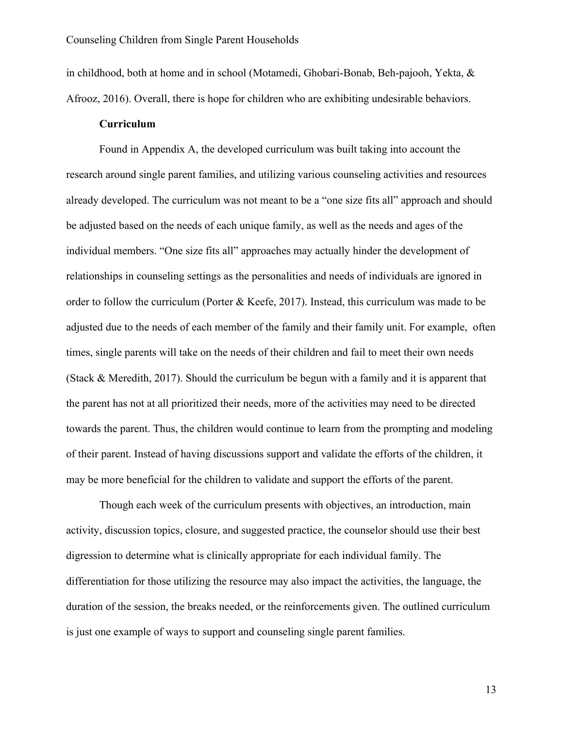in childhood, both at home and in school (Motamedi, Ghobari-Bonab, Beh-pajooh, Yekta, & Afrooz, 2016). Overall, there is hope for children who are exhibiting undesirable behaviors.

**Curriculum**

Found in Appendix A, the developed curriculum was built taking into account the research around single parent families, and utilizing various counseling activities and resources already developed. The curriculum was not meant to be a "one size fits all" approach and should be adjusted based on the needs of each unique family, as well as the needs and ages of the individual members. "One size fits all" approaches may actually hinder the development of relationships in counseling settings as the personalities and needs of individuals are ignored in order to follow the curriculum (Porter & Keefe, 2017). Instead, this curriculum was made to be adjusted due to the needs of each member of the family and their family unit. For example, often times, single parents will take on the needs of their children and fail to meet their own needs (Stack & Meredith, 2017). Should the curriculum be begun with a family and it is apparent that the parent has not at all prioritized their needs, more of the activities may need to be directed towards the parent. Thus, the children would continue to learn from the prompting and modeling of their parent. Instead of having discussions support and validate the efforts of the children, it may be more beneficial for the children to validate and support the efforts of the parent.

Though each week of the curriculum presents with objectives, an introduction, main activity, discussion topics, closure, and suggested practice, the counselor should use their best digression to determine what is clinically appropriate for each individual family. The differentiation for those utilizing the resource may also impact the activities, the language, the duration of the session, the breaks needed, or the reinforcements given. The outlined curriculum is just one example of ways to support and counseling single parent families.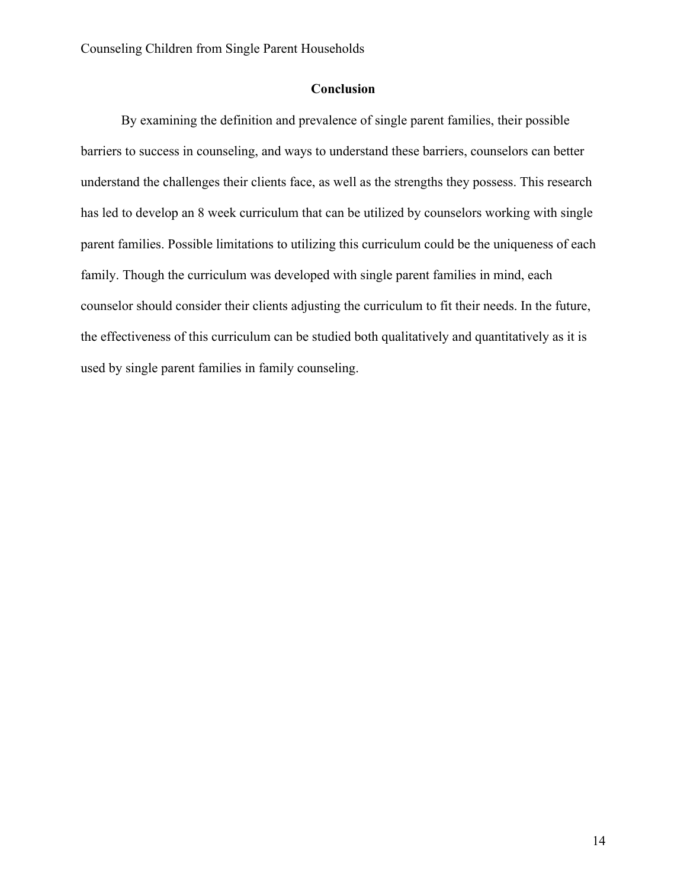## Conclusion

By examining the definition and prevalence of single parent families, their possible barriers to success in counseling, and ways to understand these barriers, counselors can better understand the challenges their clients face, as well as the strengths they possess. This research has led to develop an 8 week curriculum that can be utilized by counselors working with single parent families. Possible limitations to utilizing this curriculum could be the uniqueness of each family. Though the curriculum was developed with single parent families in mind, each counselor should consider their clients adjusting the curriculum to fit their needs. In the future, the effectiveness of this curriculum can be studied both qualitatively and quantitatively as it is used by single parent families in family counseling.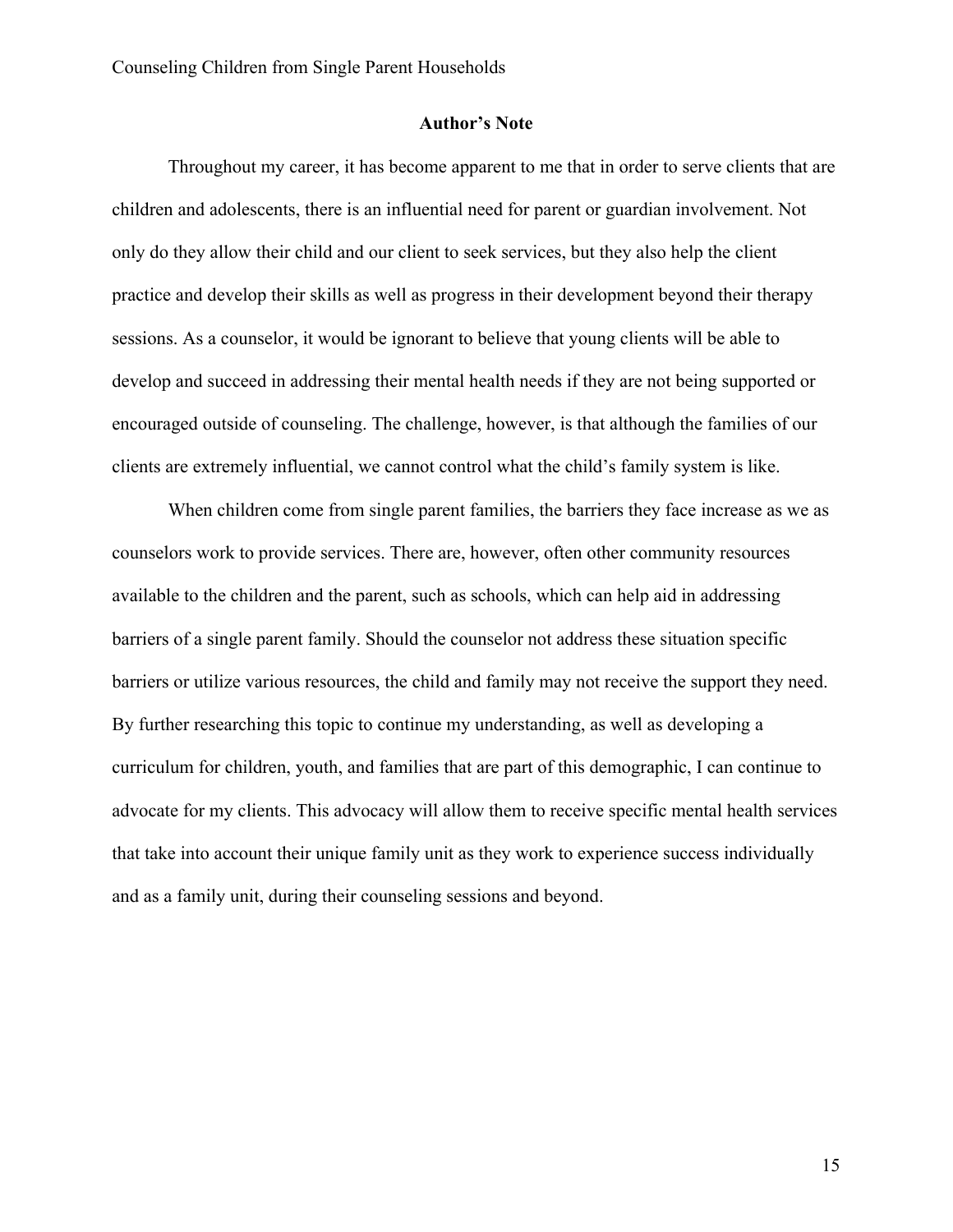## Author's Note

Throughout my career, it has become apparent to me that in order to serve clients that are children and adolescents, there is an influential need for parent or guardian involvement. Not only do they allow their child and our client to seek services, but they also help the client practice and develop their skills as well as progress in their development beyond their therapy sessions. As a counselor, it would be ignorant to believe that young clients will be able to develop and succeed in addressing their mental health needs if they are not being supported or encouraged outside of counseling. The challenge, however, is that although the families of our clients are extremely influential, we cannot control what the child's family system is like.

When children come from single parent families, the barriers they face increase as we as counselors work to provide services. There are, however, often other community resources available to the children and the parent, such as schools, which can help aid in addressing barriers of a single parent family. Should the counselor not address these situation specific barriers or utilize various resources, the child and family may not receive the support they need. By further researching this topic to continue my understanding, as well as developing a curriculum for children, youth, and families that are part of this demographic, I can continue to advocate for my clients. This advocacy will allow them to receive specific mental health services that take into account their unique family unit as they work to experience success individually and as a family unit, during their counseling sessions and beyond.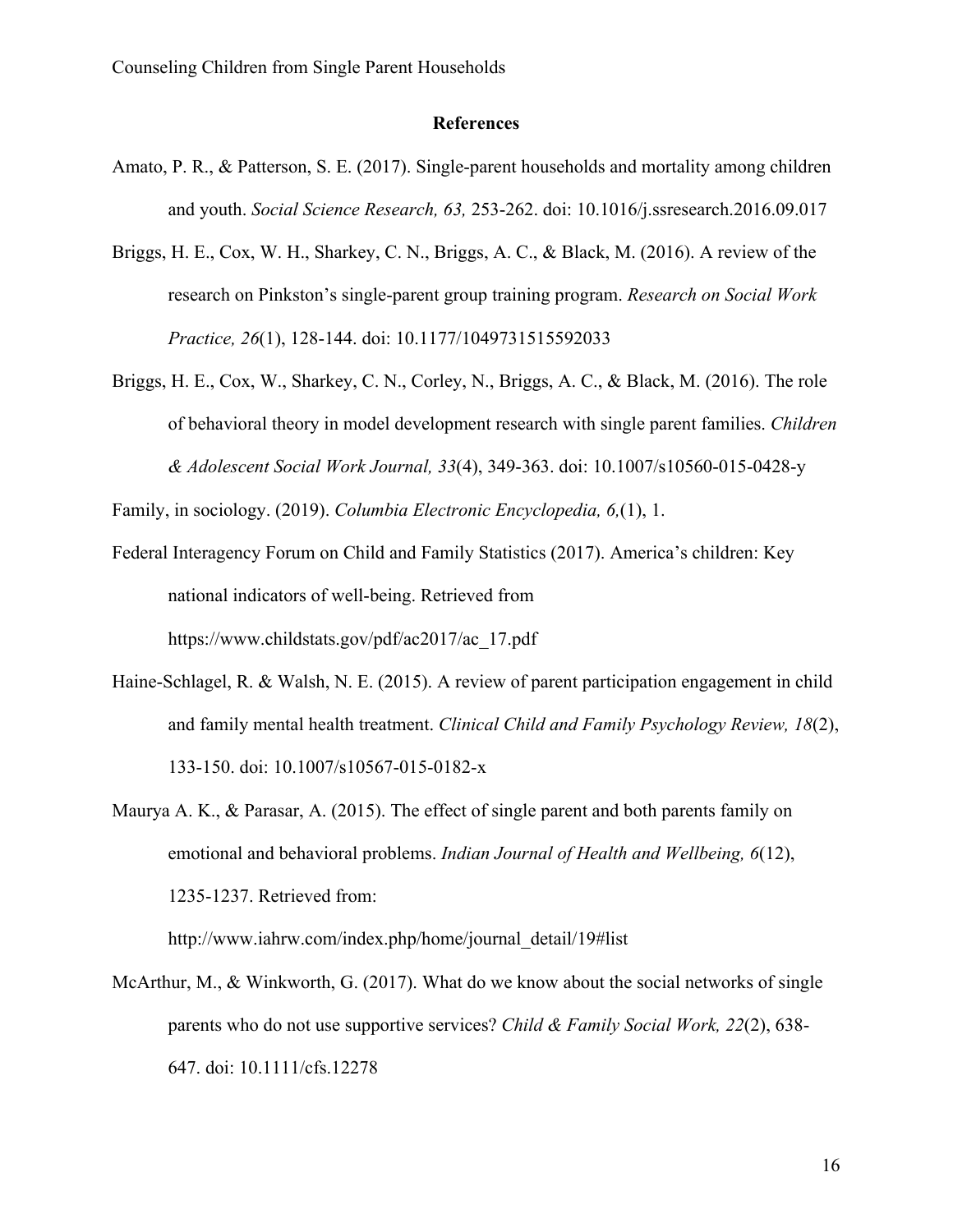## References

Amato, P. R., & Patterson, S. E. (2017). Single-parent households and mortality among children and youth. *Social Science Research, 63,* 253-262. doi: 10.1016/j.ssresearch.2016.09.017

Briggs, H. E., Cox, W. H., Sharkey, C. N., Briggs, A. C., & Black, M. (2016). A review of the research on Pinkston's single-parent group training program. *Research on Social Work Practice, 26*(1), 128-144. doi: 10.1177/1049731515592033

Briggs, H. E., Cox, W., Sharkey, C. N., Corley, N., Briggs, A. C., & Black, M. (2016). The role of behavioral theory in model development research with single parent families. *Children & Adolescent Social Work Journal, 33*(4), 349-363. doi: 10.1007/s10560-015-0428-y

Family, in sociology. (2019). *Columbia Electronic Encyclopedia, 6,*(1), 1.

Federal Interagency Forum on Child and Family Statistics (2017). America's children: Key national indicators of well-being. Retrieved from https://www.childstats.gov/pdf/ac2017/ac_17.pdf

Haine-Schlagel, R. & Walsh, N. E. (2015). A review of parent participation engagement in child and family mental health treatment. *Clinical Child and Family Psychology Review, 18*(2), 133-150. doi: 10.1007/s10567-015-0182-x

Maurya A. K., & Parasar, A. (2015). The effect of single parent and both parents family on emotional and behavioral problems. *Indian Journal of Health and Wellbeing, 6*(12), 1235-1237. Retrieved from: http://www.iahrw.com/index.php/home/journal_detail/19#list

McArthur, M., & Winkworth, G. (2017). What do we know about the social networks of single parents who do not use supportive services? *Child & Family Social Work, 22*(2), 638-647. doi: 10.1111/cfs.12278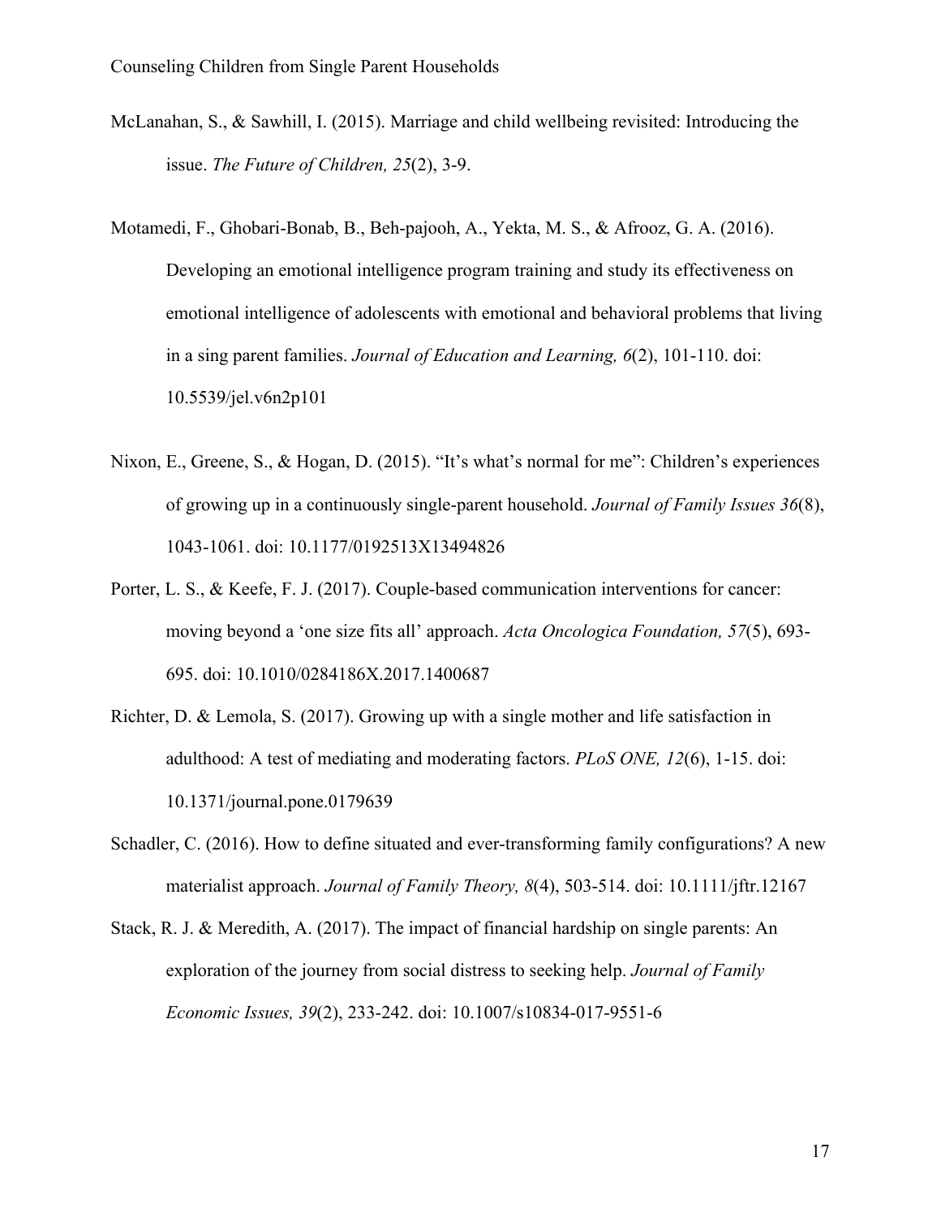McLanahan, S., & Sawhill, I. (2015). Marriage and child wellbeing revisited: Introducing the issue. *The Future of Children, 25*(2), 3-9.

Motamedi, F., Ghobari-Bonab, B., Beh-pajooh, A., Yekta, M. S., & Afrooz, G. A. (2016). Developing an emotional intelligence program training and study its effectiveness on emotional intelligence of adolescents with emotional and behavioral problems that living in a sing parent families. *Journal of Education and Learning, 6*(2), 101-110. doi: 10.5539/jel.v6n2p101

Nixon, E., Greene, S., & Hogan, D. (2015). "It's what's normal for me": Children's experiences of growing up in a continuously single-parent household. *Journal of Family Issues 36*(8), 1043-1061. doi: 10.1177/0192513X13494826

Porter, L. S., & Keefe, F. J. (2017). Couple-based communication interventions for cancer: moving beyond a 'one size fits all' approach. *Acta Oncologica Foundation, 57*(5), 693-695. doi: 10.1010/0284186X.2017.1400687

Richter, D. & Lemola, S. (2017). Growing up with a single mother and life satisfaction in adulthood: A test of mediating and moderating factors. *PLoS ONE, 12*(6), 1-15. doi: 10.1371/journal.pone.0179639

Schadler, C. (2016). How to define situated and ever-transforming family configurations? A new materialist approach. *Journal of Family Theory, 8*(4), 503-514. doi: 10.1111/jftr.12167

Stack, R. J. & Meredith, A. (2017). The impact of financial hardship on single parents: An exploration of the journey from social distress to seeking help. *Journal of Family Economic Issues, 39*(2), 233-242. doi: 10.1007/s10834-017-9551-6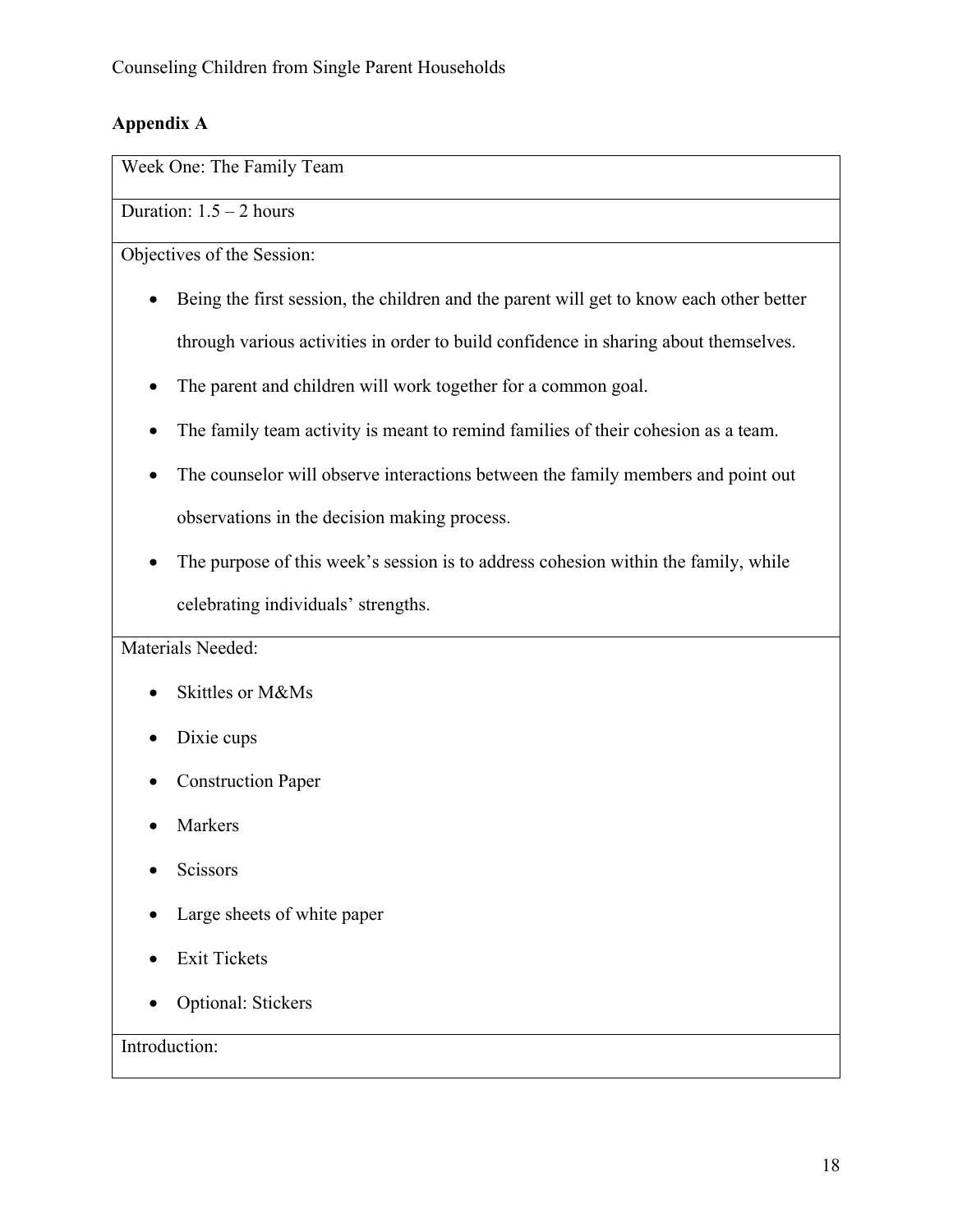## Appendix A

| Week One: The Family Team |
|---|
| Duration: 1.5 – 2 hours |
| Objectives of the Session:<br>• Being the first session, the children and the parent will get to know each other better through various activities in order to build confidence in sharing about themselves.<br>• The parent and children will work together for a common goal.<br>• The family team activity is meant to remind families of their cohesion as a team.<br>• The counselor will observe interactions between the family members and point out observations in the decision making process.<br>• The purpose of this week's session is to address cohesion within the family, while celebrating individuals' strengths. |
| Materials Needed:<br>• Skittles or M&Ms<br>• Dixie cups<br>• Construction Paper<br>• Markers<br>• Scissors<br>• Large sheets of white paper<br>• Exit Tickets<br>• Optional: Stickers |
| Introduction: |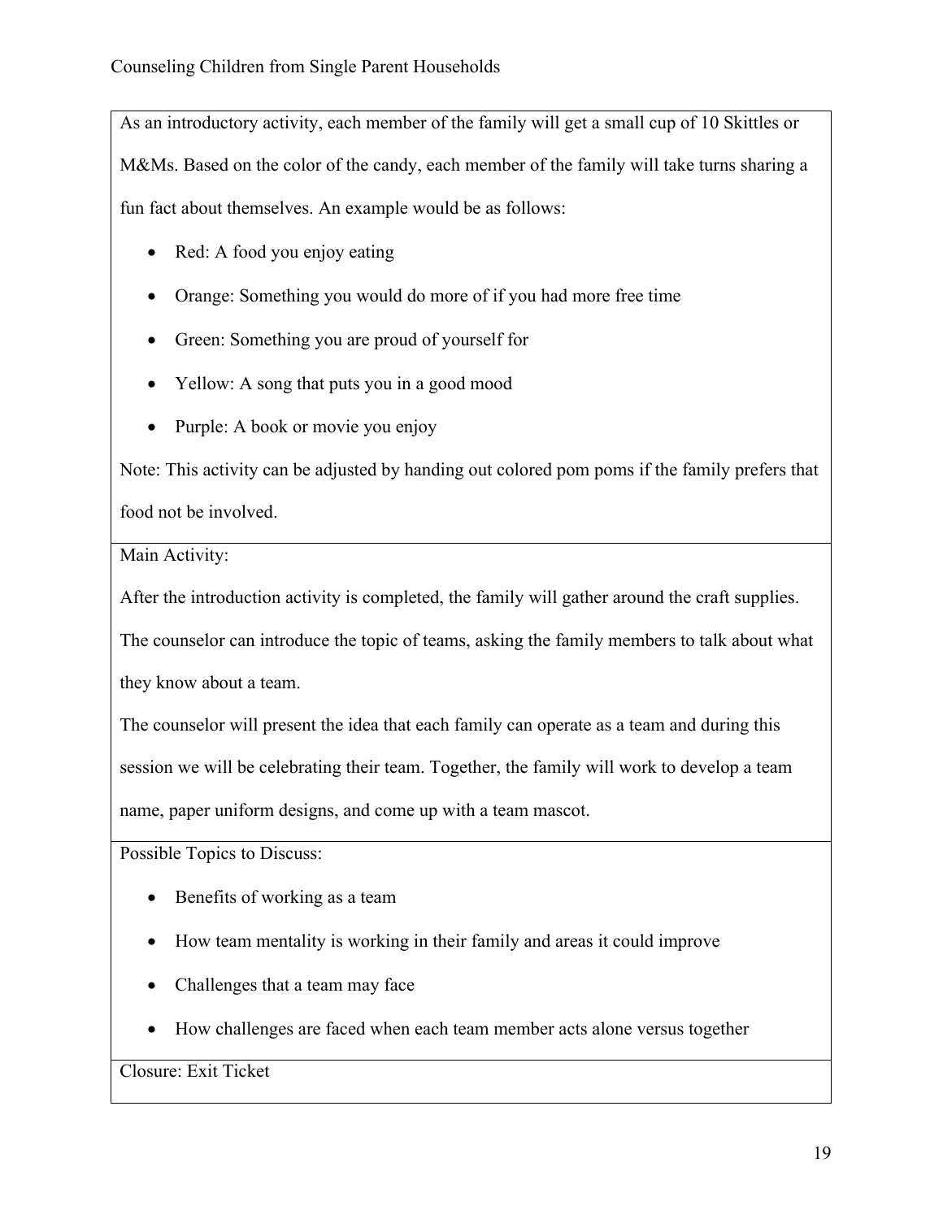As an introductory activity, each member of the family will get a small cup of 10 Skittles or M&Ms. Based on the color of the candy, each member of the family will take turns sharing a fun fact about themselves. An example would be as follows:

- Red: A food you enjoy eating
- Orange: Something you would do more of if you had more free time
- Green: Something you are proud of yourself for
- Yellow: A song that puts you in a good mood
- Purple: A book or movie you enjoy

Note: This activity can be adjusted by handing out colored pom poms if the family prefers that food not be involved.

Main Activity:

After the introduction activity is completed, the family will gather around the craft supplies. The counselor can introduce the topic of teams, asking the family members to talk about what they know about a team.

The counselor will present the idea that each family can operate as a team and during this session we will be celebrating their team. Together, the family will work to develop a team name, paper uniform designs, and come up with a team mascot.

Possible Topics to Discuss:

- Benefits of working as a team
- How team mentality is working in their family and areas it could improve
- Challenges that a team may face
- How challenges are faced when each team member acts alone versus together

Closure: Exit Ticket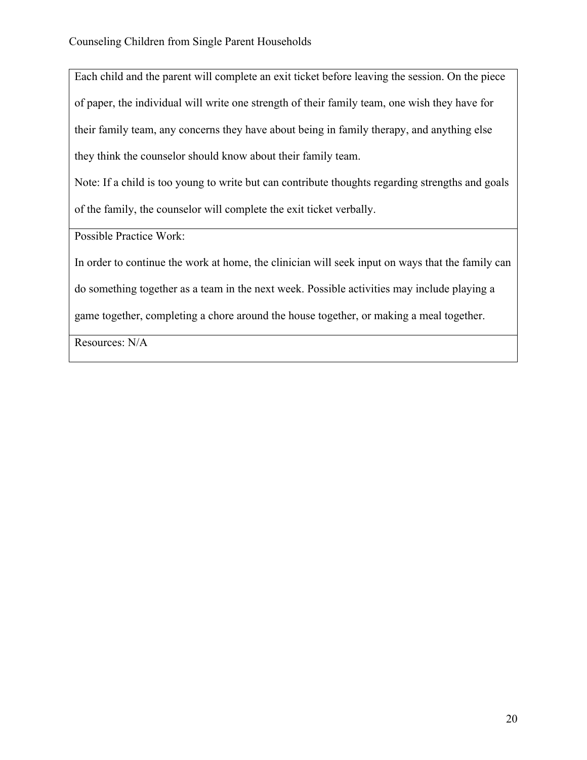| Each child and the parent will complete an exit ticket before leaving the session. On the piece of paper, the individual will write one strength of their family team, one wish they have for their family team, any concerns they have about being in family therapy, and anything else they think the counselor should know about their family team.<br>Note: If a child is too young to write but can contribute thoughts regarding strengths and goals of the family, the counselor will complete the exit ticket verbally. |
|---|
| Possible Practice Work:<br>In order to continue the work at home, the clinician will seek input on ways that the family can do something together as a team in the next week. Possible activities may include playing a game together, completing a chore around the house together, or making a meal together. |
| Resources: N/A |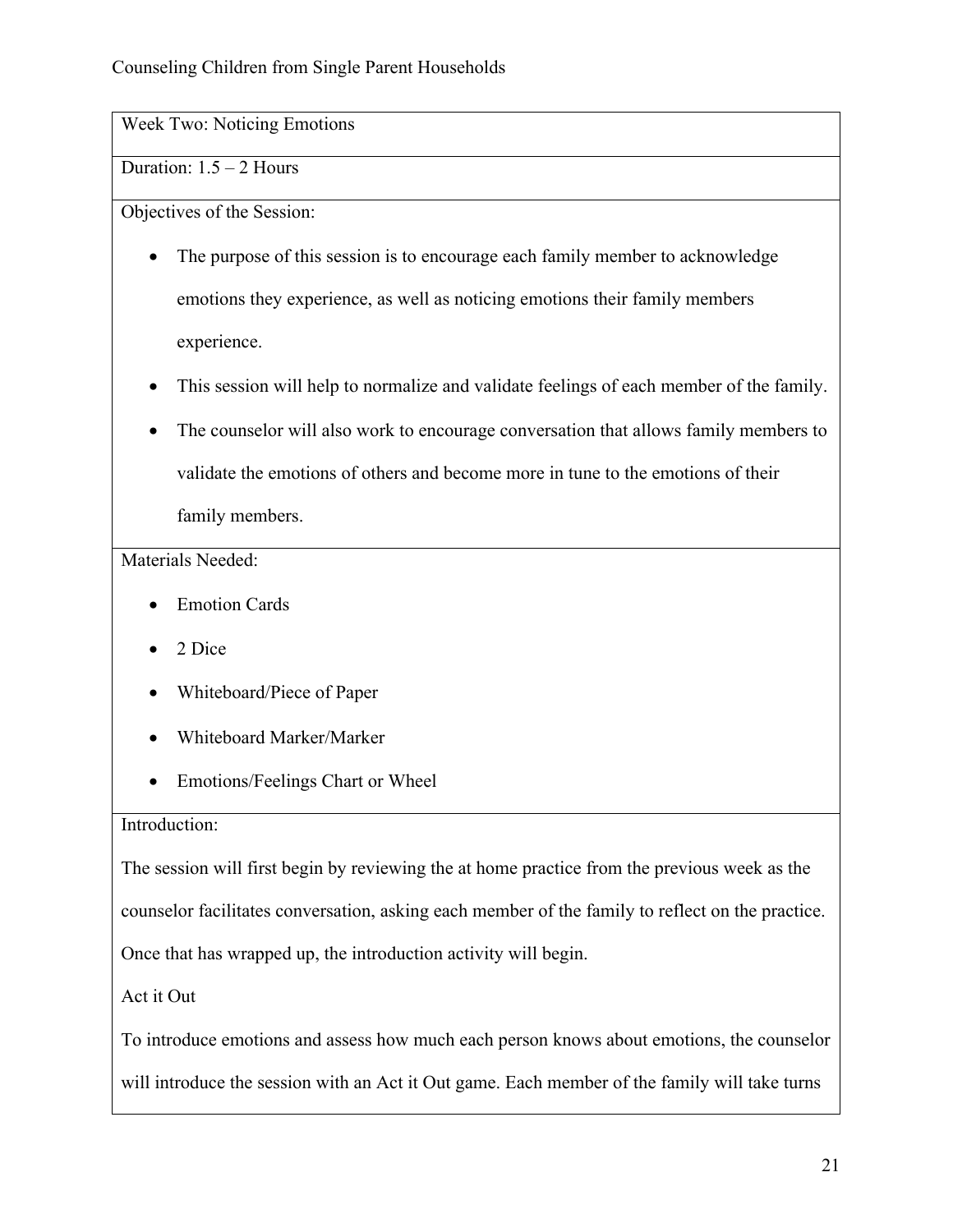Week Two: Noticing Emotions

Duration: 1.5 – 2 Hours

Objectives of the Session:

- The purpose of this session is to encourage each family member to acknowledge emotions they experience, as well as noticing emotions their family members experience.
- This session will help to normalize and validate feelings of each member of the family.
- The counselor will also work to encourage conversation that allows family members to validate the emotions of others and become more in tune to the emotions of their family members.

Materials Needed:

- Emotion Cards
- 2 Dice
- Whiteboard/Piece of Paper
- Whiteboard Marker/Marker
- Emotions/Feelings Chart or Wheel

Introduction:

The session will first begin by reviewing the at home practice from the previous week as the counselor facilitates conversation, asking each member of the family to reflect on the practice. Once that has wrapped up, the introduction activity will begin.

Act it Out

To introduce emotions and assess how much each person knows about emotions, the counselor will introduce the session with an Act it Out game. Each member of the family will take turns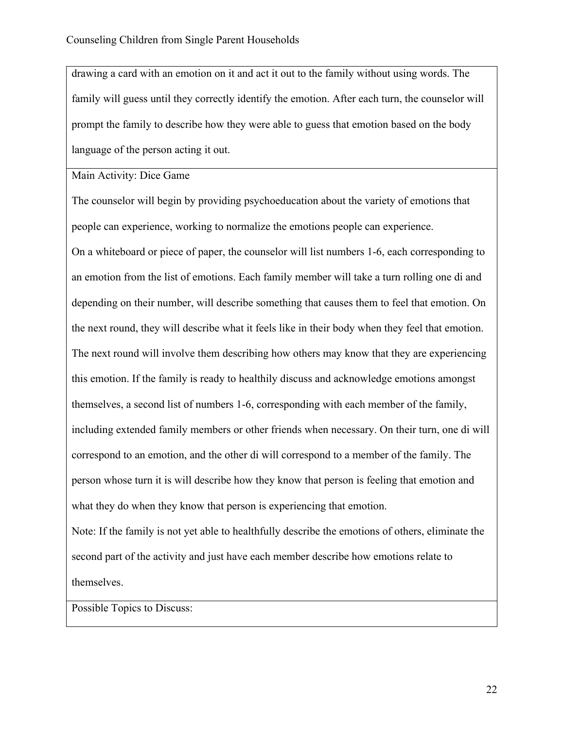drawing a card with an emotion on it and act it out to the family without using words. The family will guess until they correctly identify the emotion. After each turn, the counselor will prompt the family to describe how they were able to guess that emotion based on the body language of the person acting it out.

Main Activity: Dice Game

The counselor will begin by providing psychoeducation about the variety of emotions that people can experience, working to normalize the emotions people can experience.

On a whiteboard or piece of paper, the counselor will list numbers 1-6, each corresponding to an emotion from the list of emotions. Each family member will take a turn rolling one di and depending on their number, will describe something that causes them to feel that emotion. On the next round, they will describe what it feels like in their body when they feel that emotion. The next round will involve them describing how others may know that they are experiencing this emotion. If the family is ready to healthily discuss and acknowledge emotions amongst themselves, a second list of numbers 1-6, corresponding with each member of the family, including extended family members or other friends when necessary. On their turn, one di will correspond to an emotion, and the other di will correspond to a member of the family. The person whose turn it is will describe how they know that person is feeling that emotion and what they do when they know that person is experiencing that emotion.

Note: If the family is not yet able to healthfully describe the emotions of others, eliminate the second part of the activity and just have each member describe how emotions relate to themselves.

Possible Topics to Discuss: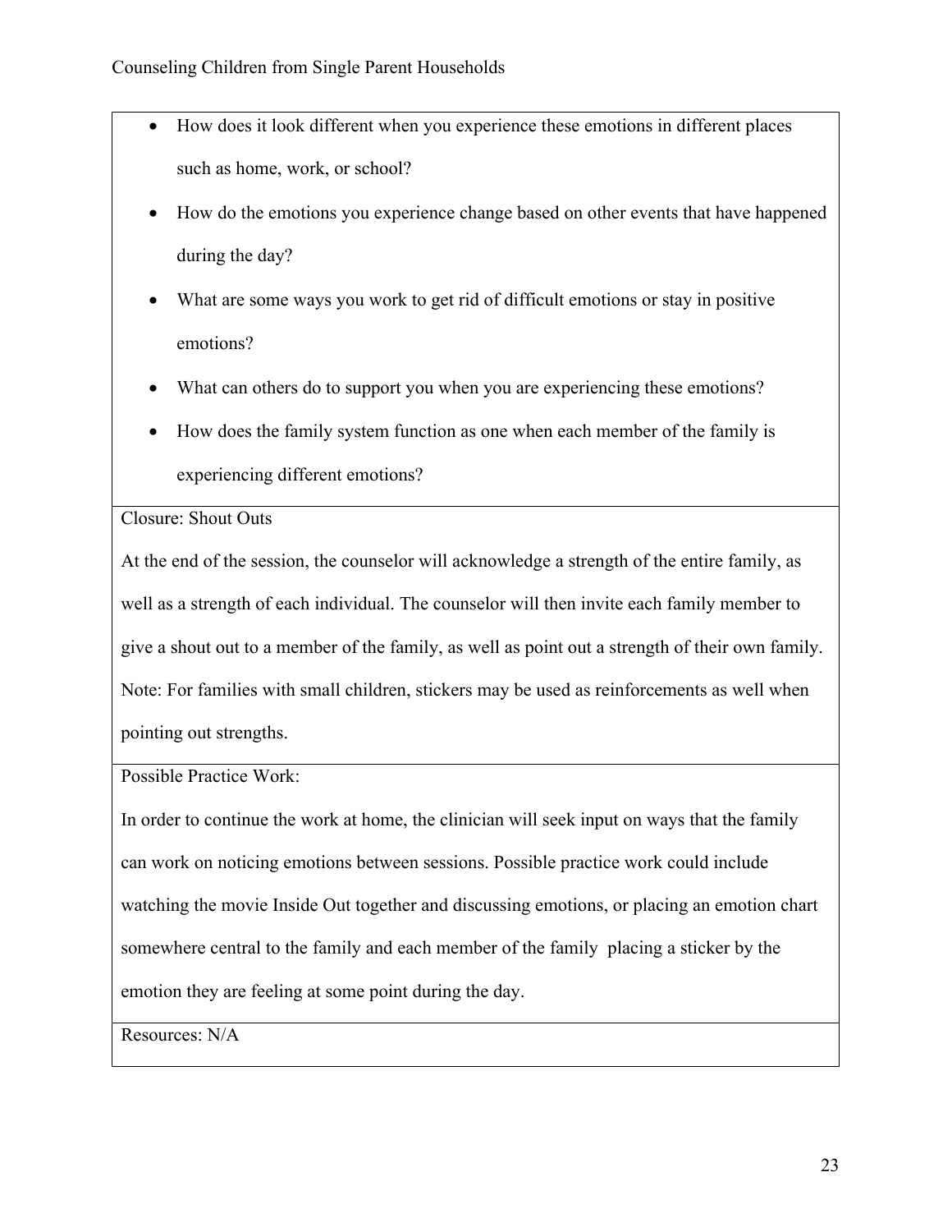- How does it look different when you experience these emotions in different places such as home, work, or school?
- How do the emotions you experience change based on other events that have happened during the day?
- What are some ways you work to get rid of difficult emotions or stay in positive emotions?
- What can others do to support you when you are experiencing these emotions?
- How does the family system function as one when each member of the family is experiencing different emotions?

Closure: Shout Outs

At the end of the session, the counselor will acknowledge a strength of the entire family, as well as a strength of each individual. The counselor will then invite each family member to give a shout out to a member of the family, as well as point out a strength of their own family. Note: For families with small children, stickers may be used as reinforcements as well when pointing out strengths.

Possible Practice Work:

In order to continue the work at home, the clinician will seek input on ways that the family can work on noticing emotions between sessions. Possible practice work could include watching the movie Inside Out together and discussing emotions, or placing an emotion chart somewhere central to the family and each member of the family placing a sticker by the emotion they are feeling at some point during the day.

Resources: N/A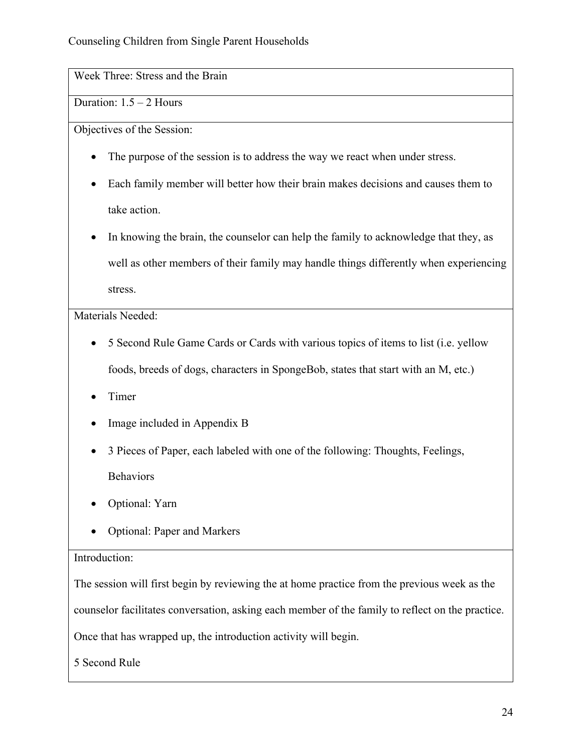Week Three: Stress and the Brain

Duration: 1.5 – 2 Hours

Objectives of the Session:

- The purpose of the session is to address the way we react when under stress.
- Each family member will better how their brain makes decisions and causes them to take action.
- In knowing the brain, the counselor can help the family to acknowledge that they, as well as other members of their family may handle things differently when experiencing stress.

Materials Needed:

- 5 Second Rule Game Cards or Cards with various topics of items to list (i.e. yellow foods, breeds of dogs, characters in SpongeBob, states that start with an M, etc.)
- Timer
- Image included in Appendix B
- 3 Pieces of Paper, each labeled with one of the following: Thoughts, Feelings, Behaviors
- Optional: Yarn
- Optional: Paper and Markers

Introduction:

The session will first begin by reviewing the at home practice from the previous week as the counselor facilitates conversation, asking each member of the family to reflect on the practice. Once that has wrapped up, the introduction activity will begin.

5 Second Rule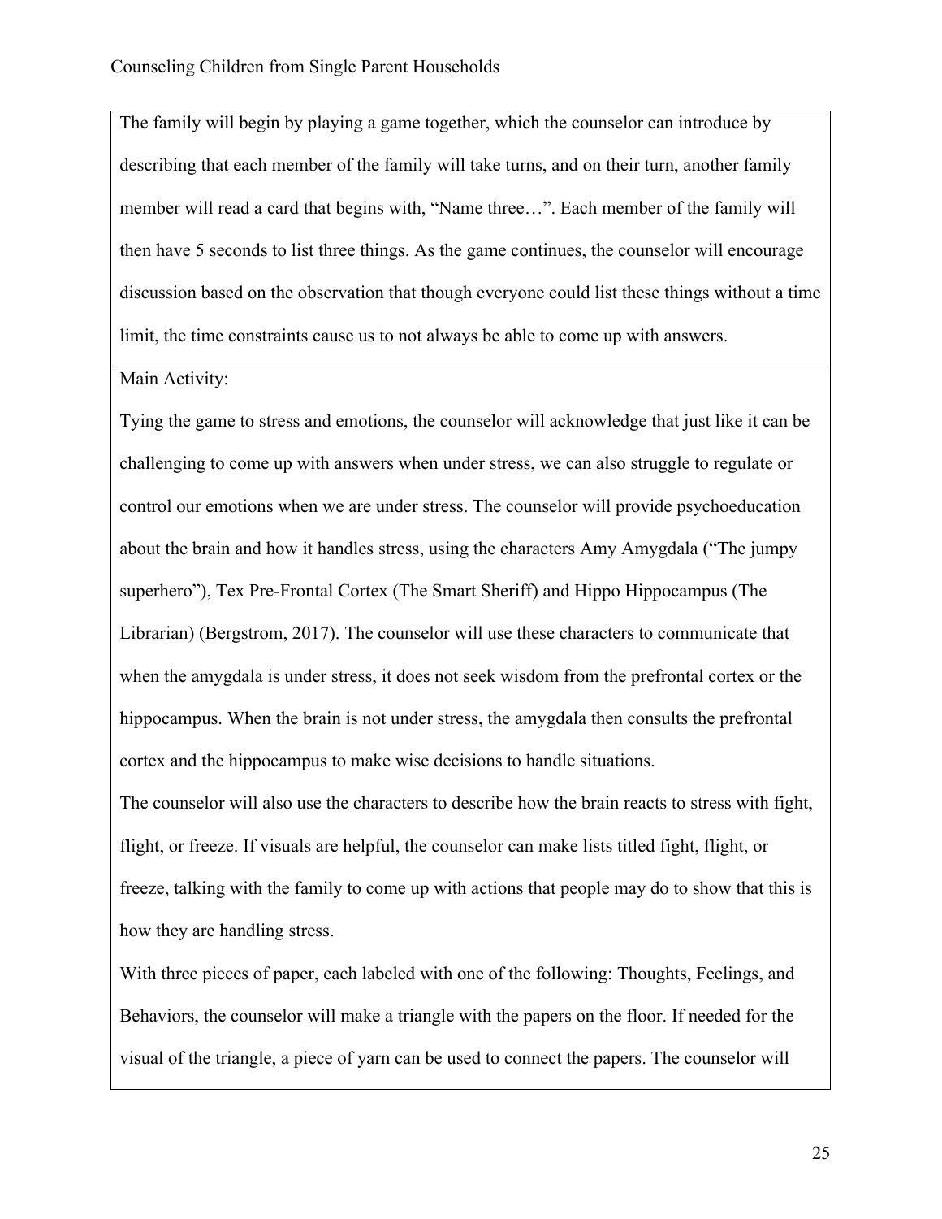The family will begin by playing a game together, which the counselor can introduce by describing that each member of the family will take turns, and on their turn, another family member will read a card that begins with, "Name three…". Each member of the family will then have 5 seconds to list three things. As the game continues, the counselor will encourage discussion based on the observation that though everyone could list these things without a time limit, the time constraints cause us to not always be able to come up with answers.

Main Activity:

Tying the game to stress and emotions, the counselor will acknowledge that just like it can be challenging to come up with answers when under stress, we can also struggle to regulate or control our emotions when we are under stress. The counselor will provide psychoeducation about the brain and how it handles stress, using the characters Amy Amygdala ("The jumpy superhero"), Tex Pre-Frontal Cortex (The Smart Sheriff) and Hippo Hippocampus (The Librarian) (Bergstrom, 2017). The counselor will use these characters to communicate that when the amygdala is under stress, it does not seek wisdom from the prefrontal cortex or the hippocampus. When the brain is not under stress, the amygdala then consults the prefrontal cortex and the hippocampus to make wise decisions to handle situations.

The counselor will also use the characters to describe how the brain reacts to stress with fight, flight, or freeze. If visuals are helpful, the counselor can make lists titled fight, flight, or freeze, talking with the family to come up with actions that people may do to show that this is how they are handling stress.

With three pieces of paper, each labeled with one of the following: Thoughts, Feelings, and Behaviors, the counselor will make a triangle with the papers on the floor. If needed for the visual of the triangle, a piece of yarn can be used to connect the papers. The counselor will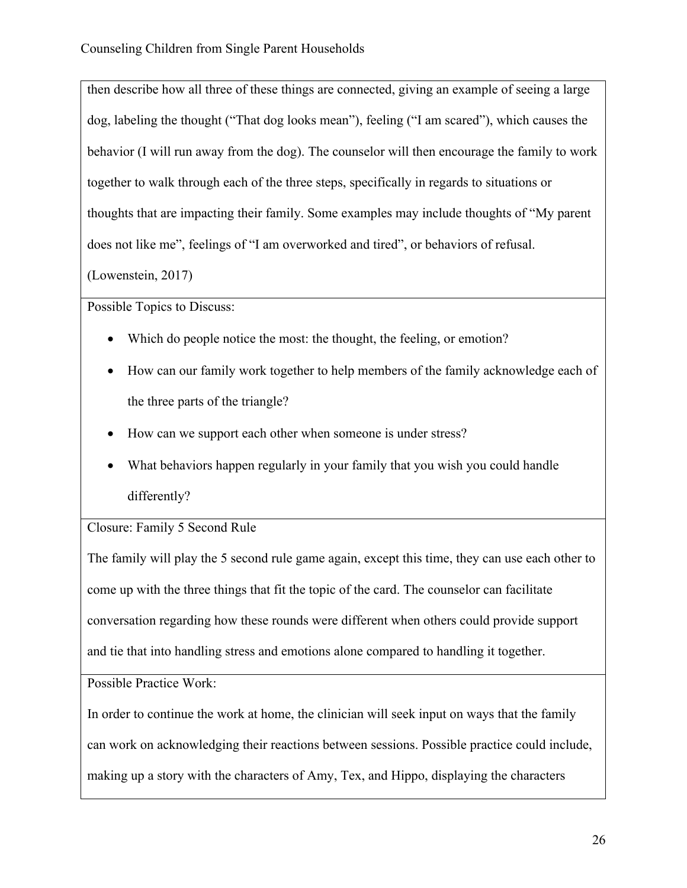then describe how all three of these things are connected, giving an example of seeing a large dog, labeling the thought ("That dog looks mean"), feeling ("I am scared"), which causes the behavior (I will run away from the dog). The counselor will then encourage the family to work together to walk through each of the three steps, specifically in regards to situations or thoughts that are impacting their family. Some examples may include thoughts of "My parent does not like me", feelings of "I am overworked and tired", or behaviors of refusal. (Lowenstein, 2017)

Possible Topics to Discuss:

- Which do people notice the most: the thought, the feeling, or emotion?
- How can our family work together to help members of the family acknowledge each of the three parts of the triangle?
- How can we support each other when someone is under stress?
- What behaviors happen regularly in your family that you wish you could handle differently?

Closure: Family 5 Second Rule

The family will play the 5 second rule game again, except this time, they can use each other to come up with the three things that fit the topic of the card. The counselor can facilitate conversation regarding how these rounds were different when others could provide support and tie that into handling stress and emotions alone compared to handling it together.

Possible Practice Work:

In order to continue the work at home, the clinician will seek input on ways that the family can work on acknowledging their reactions between sessions. Possible practice could include, making up a story with the characters of Amy, Tex, and Hippo, displaying the characters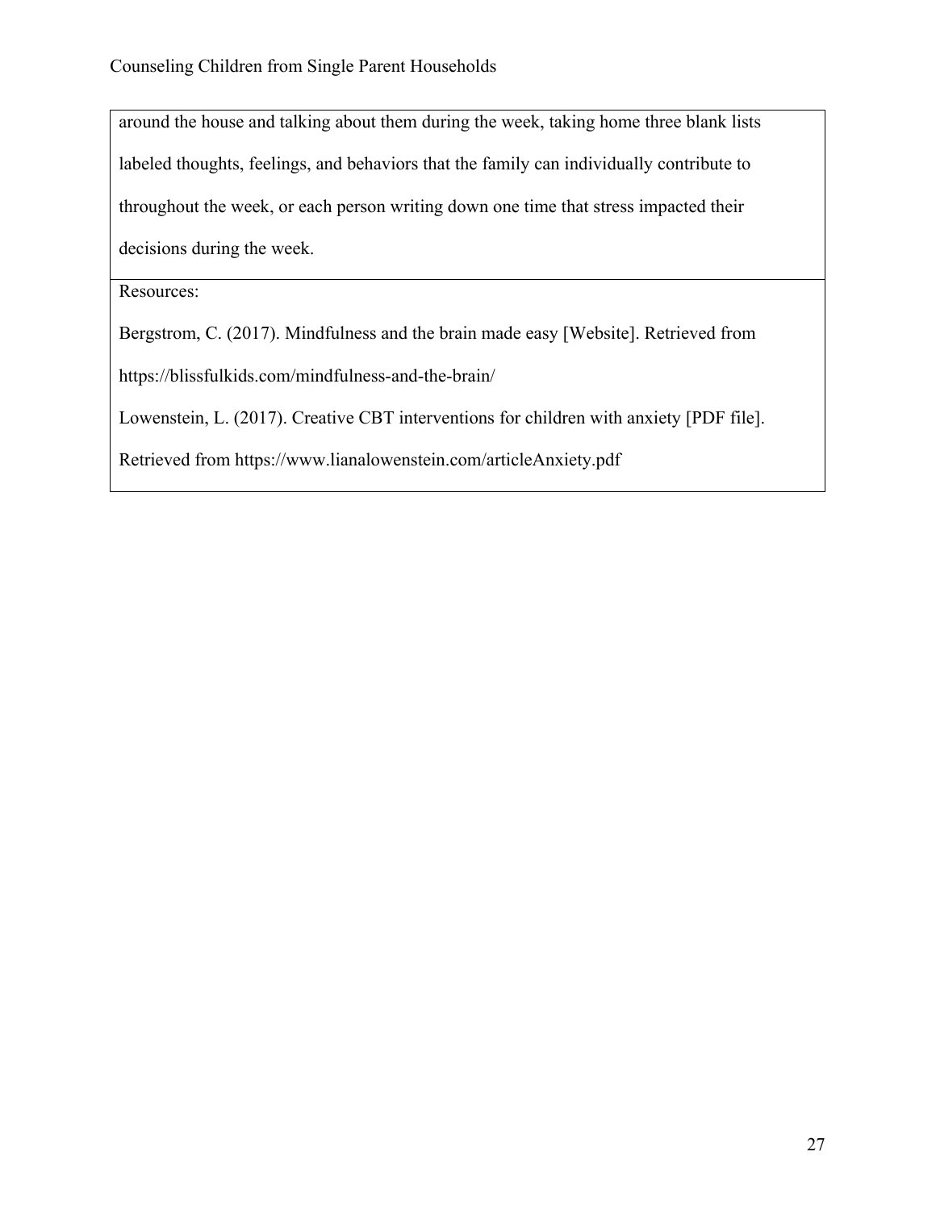| around the house and talking about them during the week, taking home three blank lists labeled thoughts, feelings, and behaviors that the family can individually contribute to throughout the week, or each person writing down one time that stress impacted their decisions during the week. |
|---|
| Resources:<br><br>Bergstrom, C. (2017). Mindfulness and the brain made easy [Website]. Retrieved from https://blissfulkids.com/mindfulness-and-the-brain/<br><br>Lowenstein, L. (2017). Creative CBT interventions for children with anxiety [PDF file]. Retrieved from https://www.lianalowenstein.com/articleAnxiety.pdf |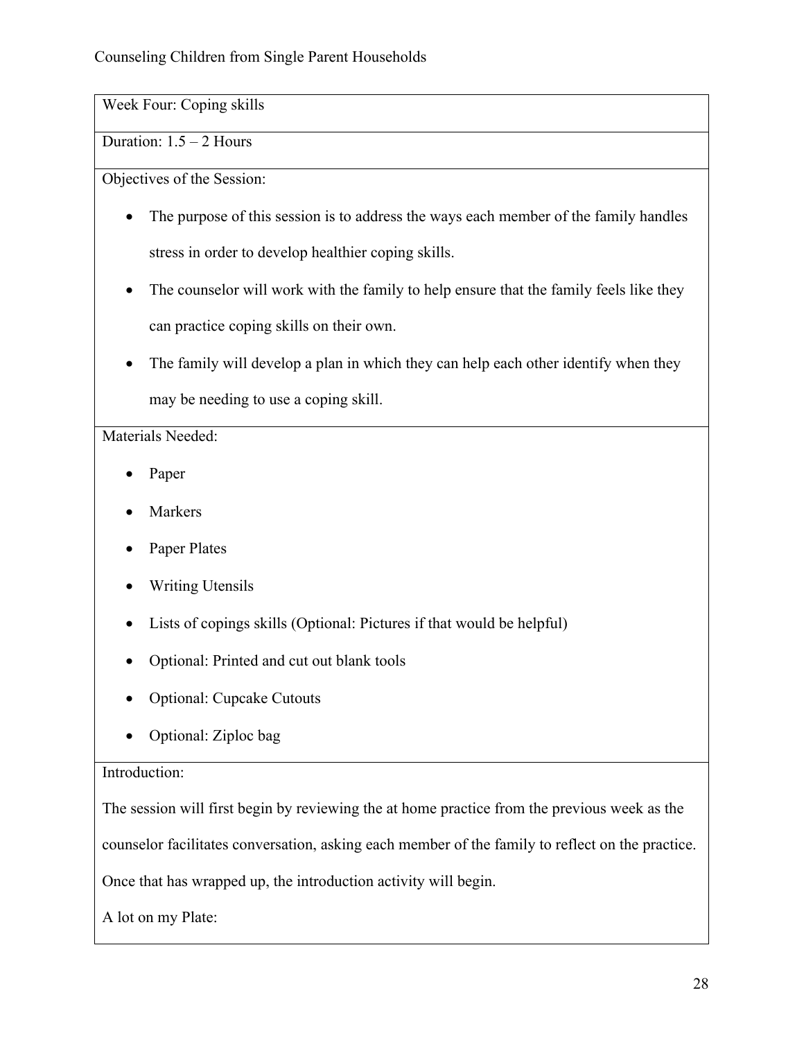Week Four: Coping skills

Duration: 1.5 – 2 Hours

Objectives of the Session:

- The purpose of this session is to address the ways each member of the family handles stress in order to develop healthier coping skills.
- The counselor will work with the family to help ensure that the family feels like they can practice coping skills on their own.
- The family will develop a plan in which they can help each other identify when they may be needing to use a coping skill.

Materials Needed:

- Paper
- Markers
- Paper Plates
- Writing Utensils
- Lists of copings skills (Optional: Pictures if that would be helpful)
- Optional: Printed and cut out blank tools
- Optional: Cupcake Cutouts
- Optional: Ziploc bag

Introduction:

The session will first begin by reviewing the at home practice from the previous week as the counselor facilitates conversation, asking each member of the family to reflect on the practice. Once that has wrapped up, the introduction activity will begin.

A lot on my Plate: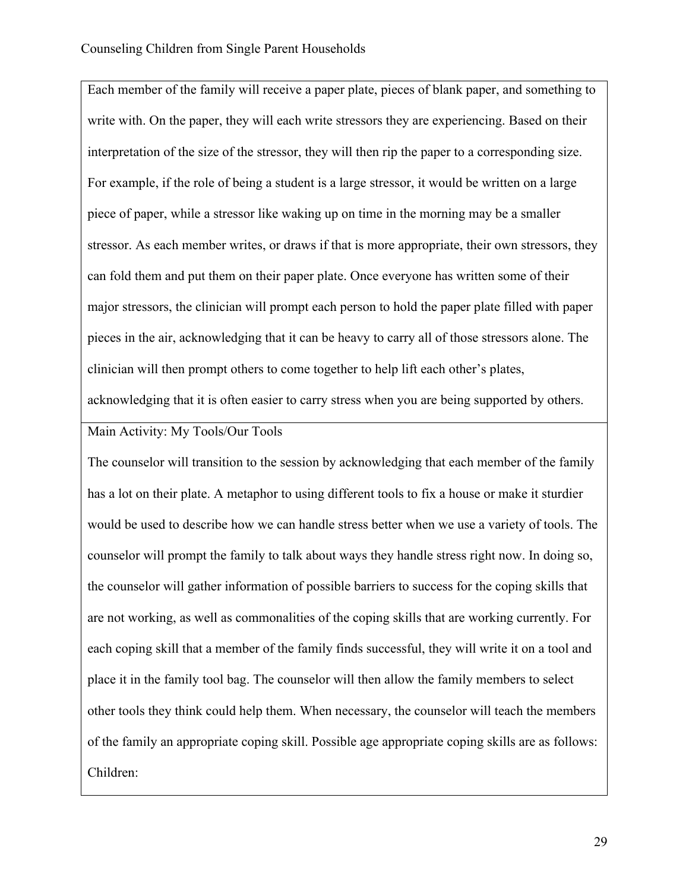Each member of the family will receive a paper plate, pieces of blank paper, and something to write with. On the paper, they will each write stressors they are experiencing. Based on their interpretation of the size of the stressor, they will then rip the paper to a corresponding size. For example, if the role of being a student is a large stressor, it would be written on a large piece of paper, while a stressor like waking up on time in the morning may be a smaller stressor. As each member writes, or draws if that is more appropriate, their own stressors, they can fold them and put them on their paper plate. Once everyone has written some of their major stressors, the clinician will prompt each person to hold the paper plate filled with paper pieces in the air, acknowledging that it can be heavy to carry all of those stressors alone. The clinician will then prompt others to come together to help lift each other's plates, acknowledging that it is often easier to carry stress when you are being supported by others.

Main Activity: My Tools/Our Tools

The counselor will transition to the session by acknowledging that each member of the family has a lot on their plate. A metaphor to using different tools to fix a house or make it sturdier would be used to describe how we can handle stress better when we use a variety of tools. The counselor will prompt the family to talk about ways they handle stress right now. In doing so, the counselor will gather information of possible barriers to success for the coping skills that are not working, as well as commonalities of the coping skills that are working currently. For each coping skill that a member of the family finds successful, they will write it on a tool and place it in the family tool bag. The counselor will then allow the family members to select other tools they think could help them. When necessary, the counselor will teach the members of the family an appropriate coping skill. Possible age appropriate coping skills are as follows:

Children: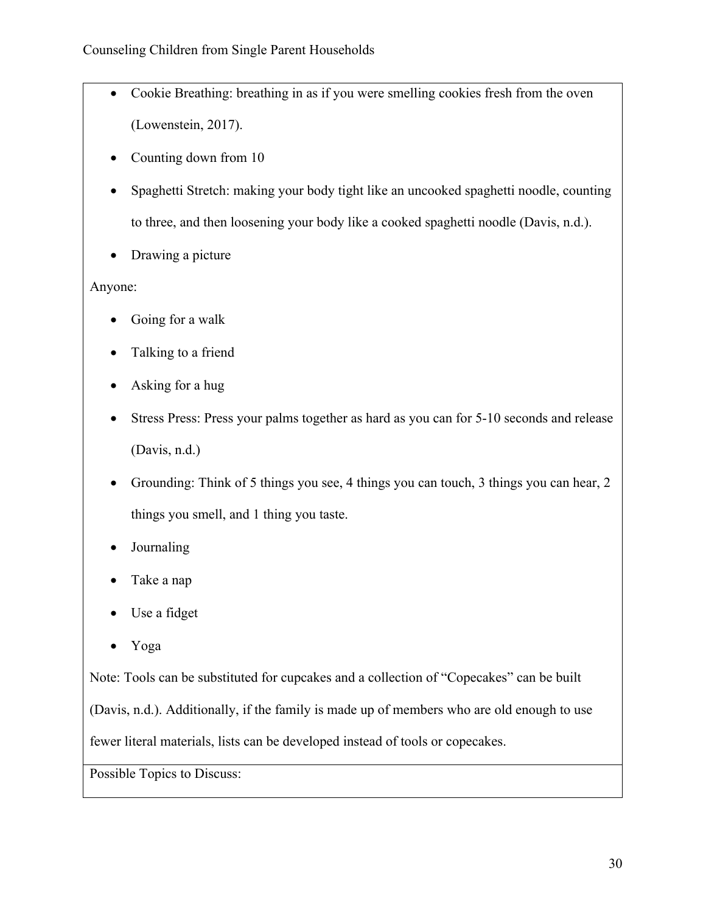- Cookie Breathing: breathing in as if you were smelling cookies fresh from the oven (Lowenstein, 2017).
- Counting down from 10
- Spaghetti Stretch: making your body tight like an uncooked spaghetti noodle, counting to three, and then loosening your body like a cooked spaghetti noodle (Davis, n.d.).
- Drawing a picture

Anyone:

- Going for a walk
- Talking to a friend
- Asking for a hug
- Stress Press: Press your palms together as hard as you can for 5-10 seconds and release (Davis, n.d.)
- Grounding: Think of 5 things you see, 4 things you can touch, 3 things you can hear, 2 things you smell, and 1 thing you taste.
- Journaling
- Take a nap
- Use a fidget
- Yoga

Note: Tools can be substituted for cupcakes and a collection of "Copecakes" can be built (Davis, n.d.). Additionally, if the family is made up of members who are old enough to use fewer literal materials, lists can be developed instead of tools or copecakes.

Possible Topics to Discuss: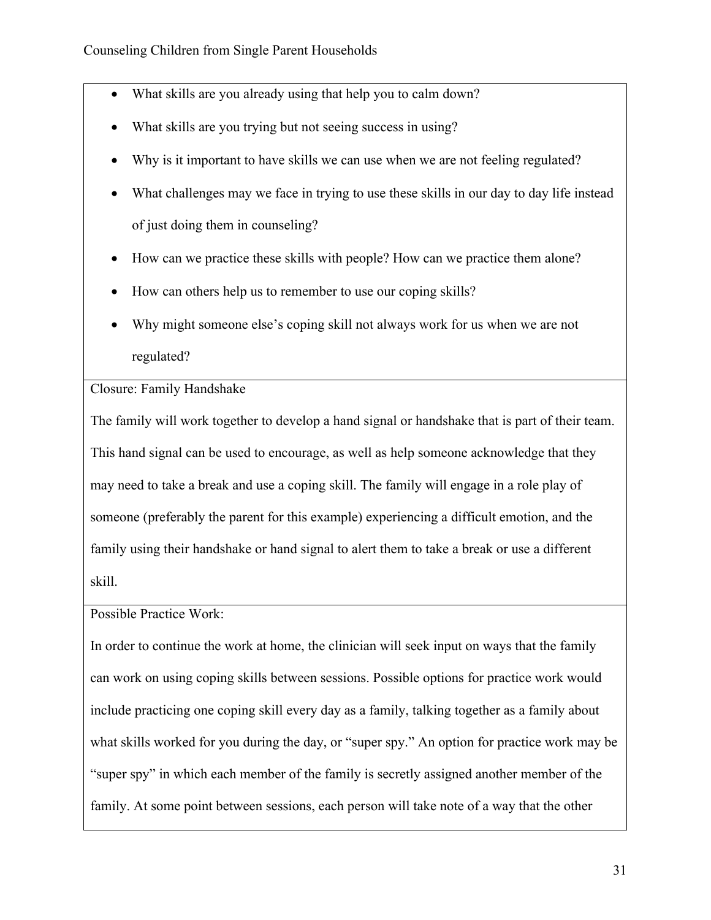- What skills are you already using that help you to calm down?
- What skills are you trying but not seeing success in using?
- Why is it important to have skills we can use when we are not feeling regulated?
- What challenges may we face in trying to use these skills in our day to day life instead of just doing them in counseling?
- How can we practice these skills with people? How can we practice them alone?
- How can others help us to remember to use our coping skills?
- Why might someone else's coping skill not always work for us when we are not regulated?

Closure: Family Handshake

The family will work together to develop a hand signal or handshake that is part of their team. This hand signal can be used to encourage, as well as help someone acknowledge that they may need to take a break and use a coping skill. The family will engage in a role play of someone (preferably the parent for this example) experiencing a difficult emotion, and the family using their handshake or hand signal to alert them to take a break or use a different skill.

Possible Practice Work:

In order to continue the work at home, the clinician will seek input on ways that the family can work on using coping skills between sessions. Possible options for practice work would include practicing one coping skill every day as a family, talking together as a family about what skills worked for you during the day, or "super spy." An option for practice work may be "super spy" in which each member of the family is secretly assigned another member of the family. At some point between sessions, each person will take note of a way that the other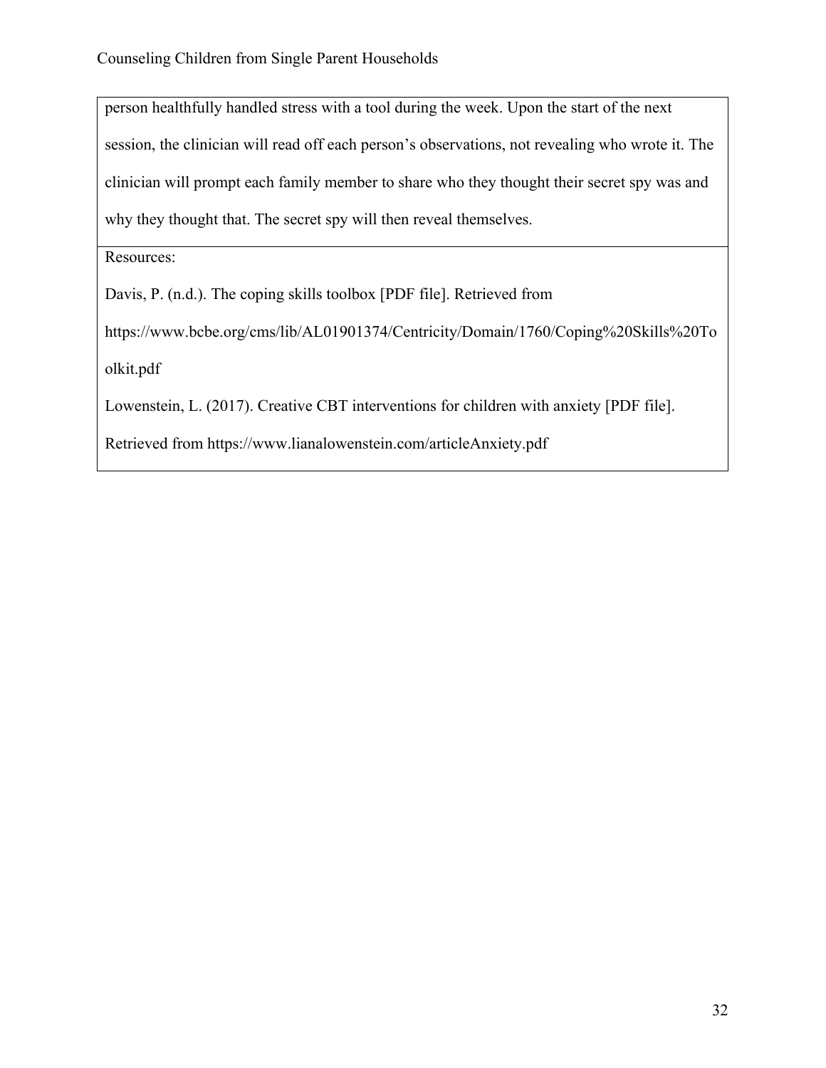| person healthfully handled stress with a tool during the week. Upon the start of the next session, the clinician will read off each person's observations, not revealing who wrote it. The clinician will prompt each family member to share who they thought their secret spy was and why they thought that. The secret spy will then reveal themselves. |
|---|
| Resources:<br><br>Davis, P. (n.d.). The coping skills toolbox [PDF file]. Retrieved from https://www.bcbe.org/cms/lib/AL01901374/Centricity/Domain/1760/Coping%20Skills%20Toolkit.pdf<br><br>Lowenstein, L. (2017). Creative CBT interventions for children with anxiety [PDF file]. Retrieved from https://www.lianalowenstein.com/articleAnxiety.pdf |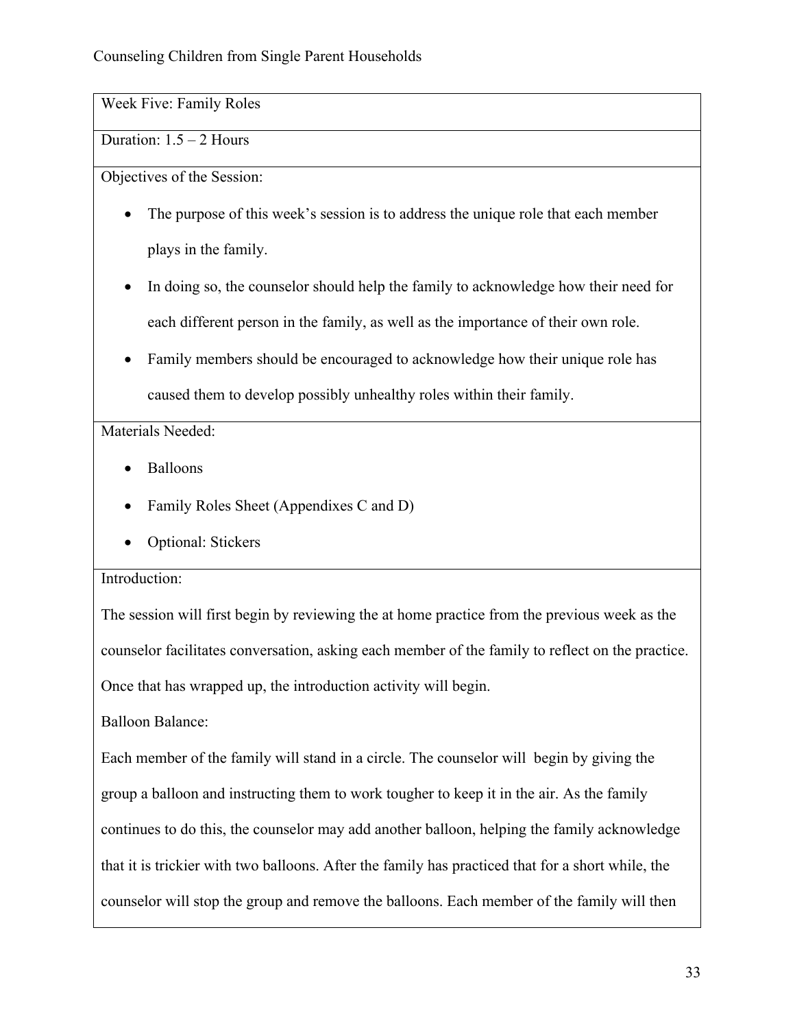Week Five: Family Roles

Duration: 1.5 – 2 Hours

Objectives of the Session:

- The purpose of this week's session is to address the unique role that each member plays in the family.
- In doing so, the counselor should help the family to acknowledge how their need for each different person in the family, as well as the importance of their own role.
- Family members should be encouraged to acknowledge how their unique role has caused them to develop possibly unhealthy roles within their family.

Materials Needed:

- Balloons
- Family Roles Sheet (Appendixes C and D)
- Optional: Stickers

Introduction:

The session will first begin by reviewing the at home practice from the previous week as the counselor facilitates conversation, asking each member of the family to reflect on the practice. Once that has wrapped up, the introduction activity will begin.

Balloon Balance:

Each member of the family will stand in a circle. The counselor will begin by giving the group a balloon and instructing them to work tougher to keep it in the air. As the family continues to do this, the counselor may add another balloon, helping the family acknowledge that it is trickier with two balloons. After the family has practiced that for a short while, the counselor will stop the group and remove the balloons. Each member of the family will then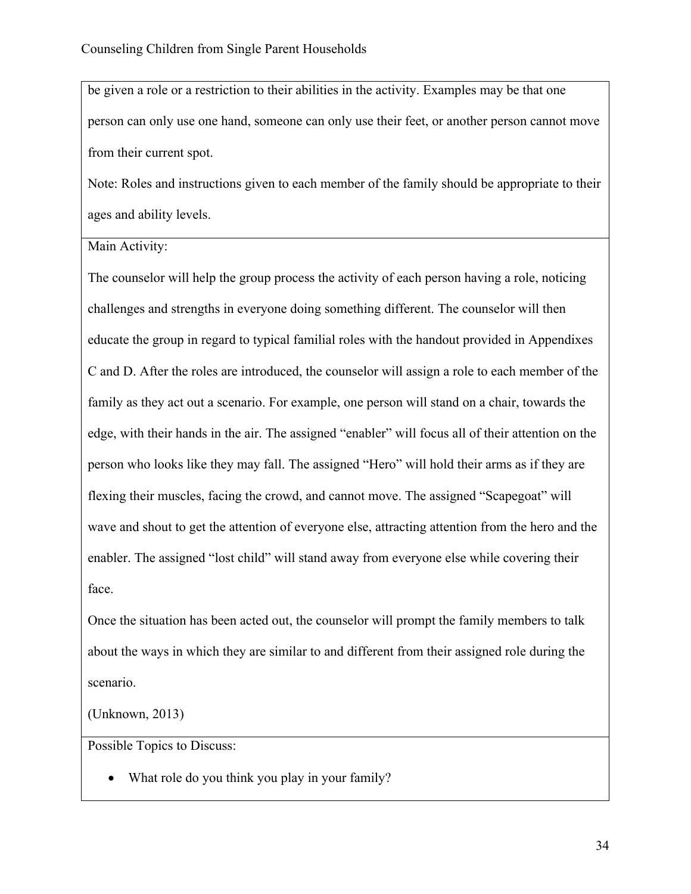be given a role or a restriction to their abilities in the activity. Examples may be that one person can only use one hand, someone can only use their feet, or another person cannot move from their current spot.

Note: Roles and instructions given to each member of the family should be appropriate to their ages and ability levels.

Main Activity:

The counselor will help the group process the activity of each person having a role, noticing challenges and strengths in everyone doing something different. The counselor will then educate the group in regard to typical familial roles with the handout provided in Appendixes C and D. After the roles are introduced, the counselor will assign a role to each member of the family as they act out a scenario. For example, one person will stand on a chair, towards the edge, with their hands in the air. The assigned "enabler" will focus all of their attention on the person who looks like they may fall. The assigned "Hero" will hold their arms as if they are flexing their muscles, facing the crowd, and cannot move. The assigned "Scapegoat" will wave and shout to get the attention of everyone else, attracting attention from the hero and the enabler. The assigned "lost child" will stand away from everyone else while covering their face.

Once the situation has been acted out, the counselor will prompt the family members to talk about the ways in which they are similar to and different from their assigned role during the scenario.

(Unknown, 2013)

Possible Topics to Discuss:

- What role do you think you play in your family?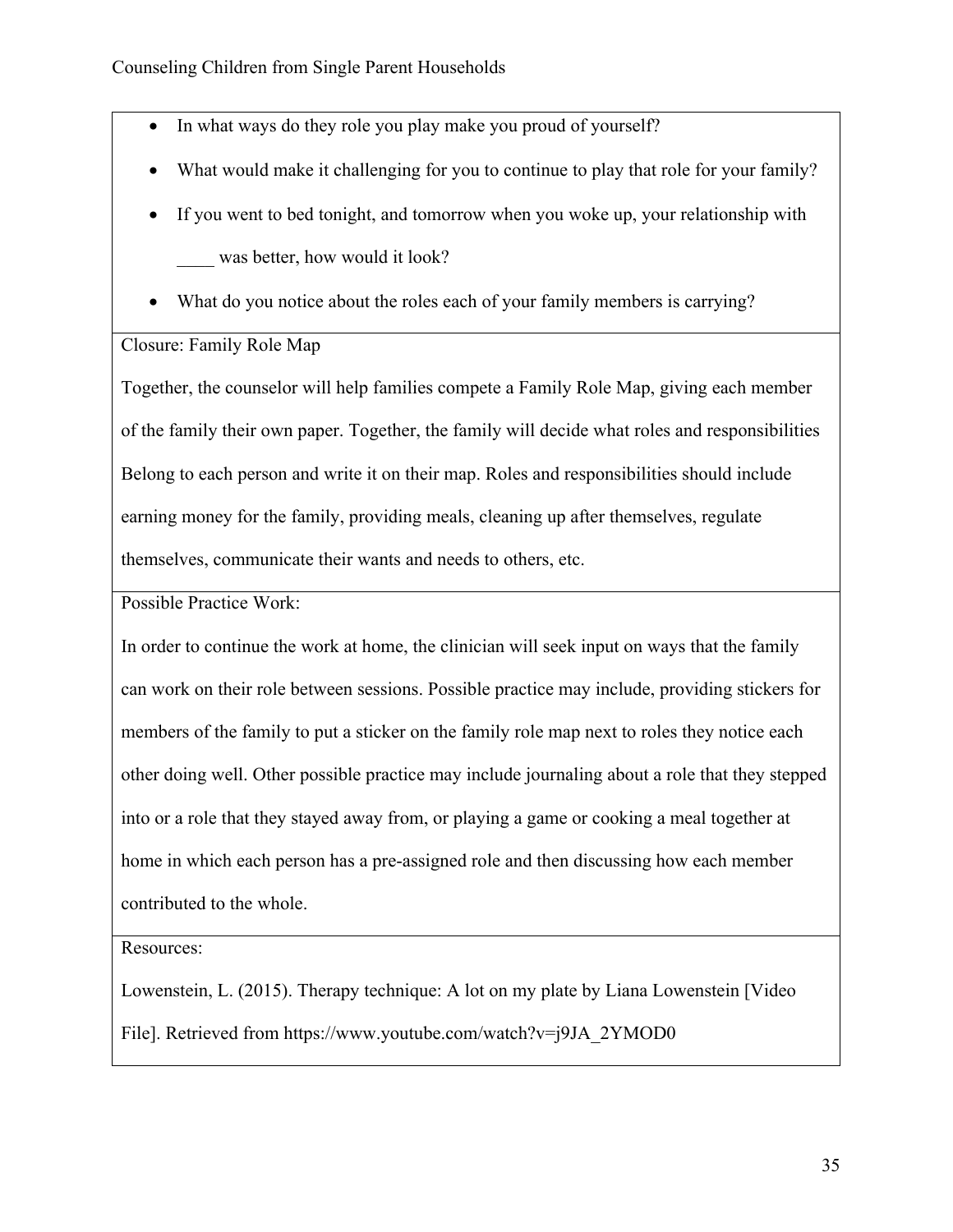- In what ways do they role you play make you proud of yourself?
- What would make it challenging for you to continue to play that role for your family?
- If you went to bed tonight, and tomorrow when you woke up, your relationship with ____ was better, how would it look?
- What do you notice about the roles each of your family members is carrying?

Closure: Family Role Map

Together, the counselor will help families compete a Family Role Map, giving each member of the family their own paper. Together, the family will decide what roles and responsibilities Belong to each person and write it on their map. Roles and responsibilities should include earning money for the family, providing meals, cleaning up after themselves, regulate themselves, communicate their wants and needs to others, etc.

Possible Practice Work:

In order to continue the work at home, the clinician will seek input on ways that the family can work on their role between sessions. Possible practice may include, providing stickers for members of the family to put a sticker on the family role map next to roles they notice each other doing well. Other possible practice may include journaling about a role that they stepped into or a role that they stayed away from, or playing a game or cooking a meal together at home in which each person has a pre-assigned role and then discussing how each member contributed to the whole.

Resources:

Lowenstein, L. (2015). Therapy technique: A lot on my plate by Liana Lowenstein [Video File]. Retrieved from https://www.youtube.com/watch?v=j9JA_2YMOD0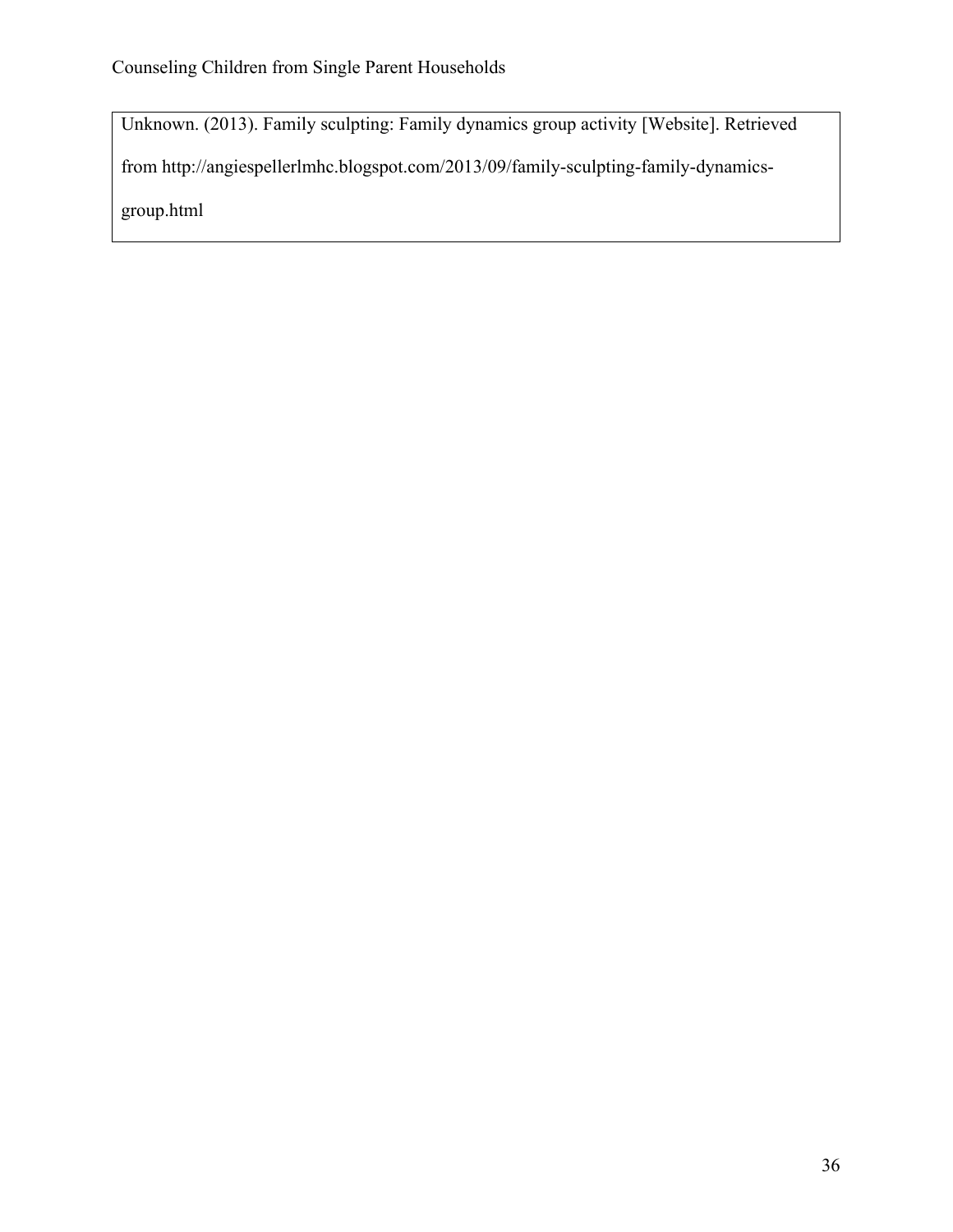Unknown. (2013). Family sculpting: Family dynamics group activity [Website]. Retrieved from http://angiespellerlmhc.blogspot.com/2013/09/family-sculpting-family-dynamics-group.html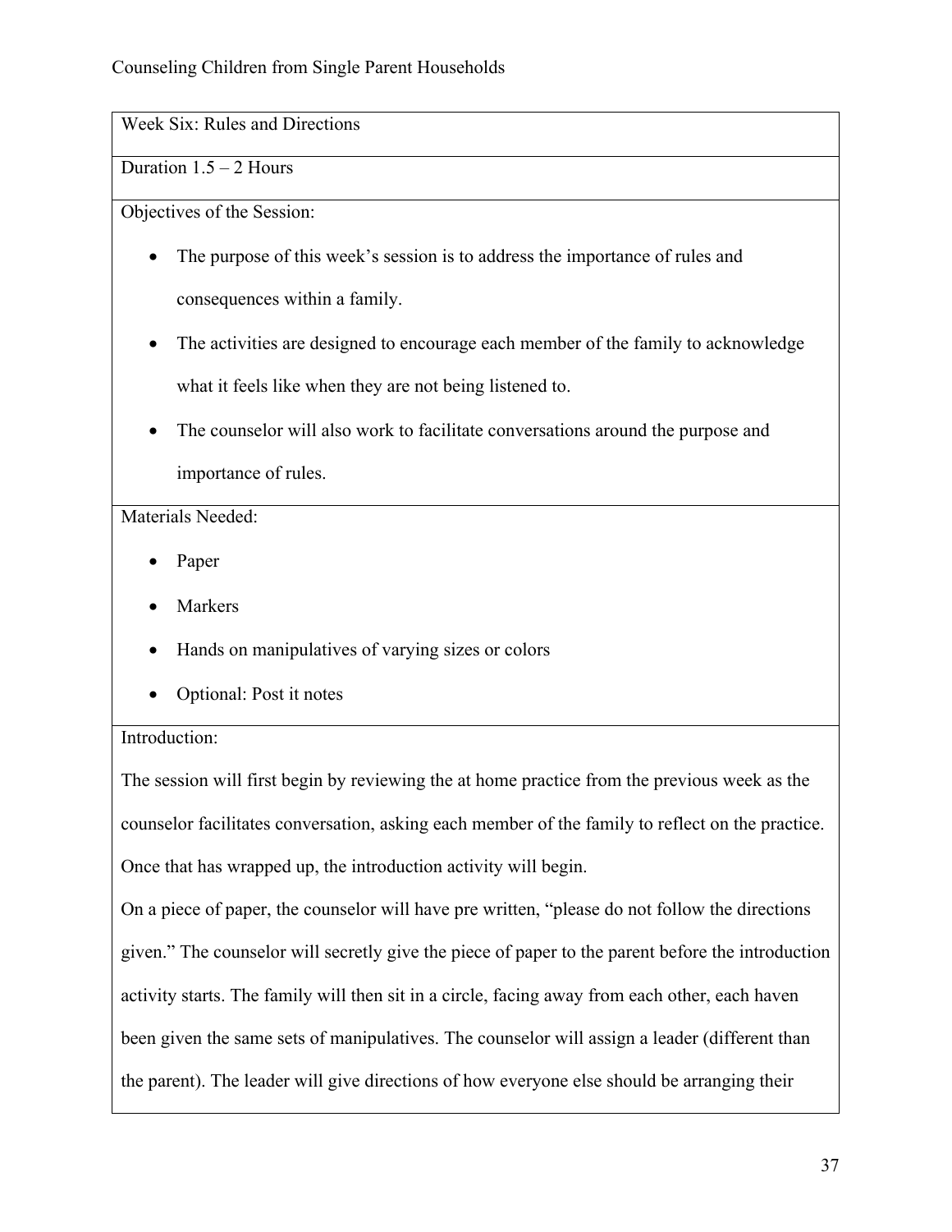Week Six: Rules and Directions

Duration 1.5 – 2 Hours

Objectives of the Session:

- The purpose of this week's session is to address the importance of rules and consequences within a family.
- The activities are designed to encourage each member of the family to acknowledge what it feels like when they are not being listened to.
- The counselor will also work to facilitate conversations around the purpose and importance of rules.

Materials Needed:

- Paper
- Markers
- Hands on manipulatives of varying sizes or colors
- Optional: Post it notes

Introduction:

The session will first begin by reviewing the at home practice from the previous week as the counselor facilitates conversation, asking each member of the family to reflect on the practice. Once that has wrapped up, the introduction activity will begin.

On a piece of paper, the counselor will have pre written, "please do not follow the directions given." The counselor will secretly give the piece of paper to the parent before the introduction activity starts. The family will then sit in a circle, facing away from each other, each haven been given the same sets of manipulatives. The counselor will assign a leader (different than the parent). The leader will give directions of how everyone else should be arranging their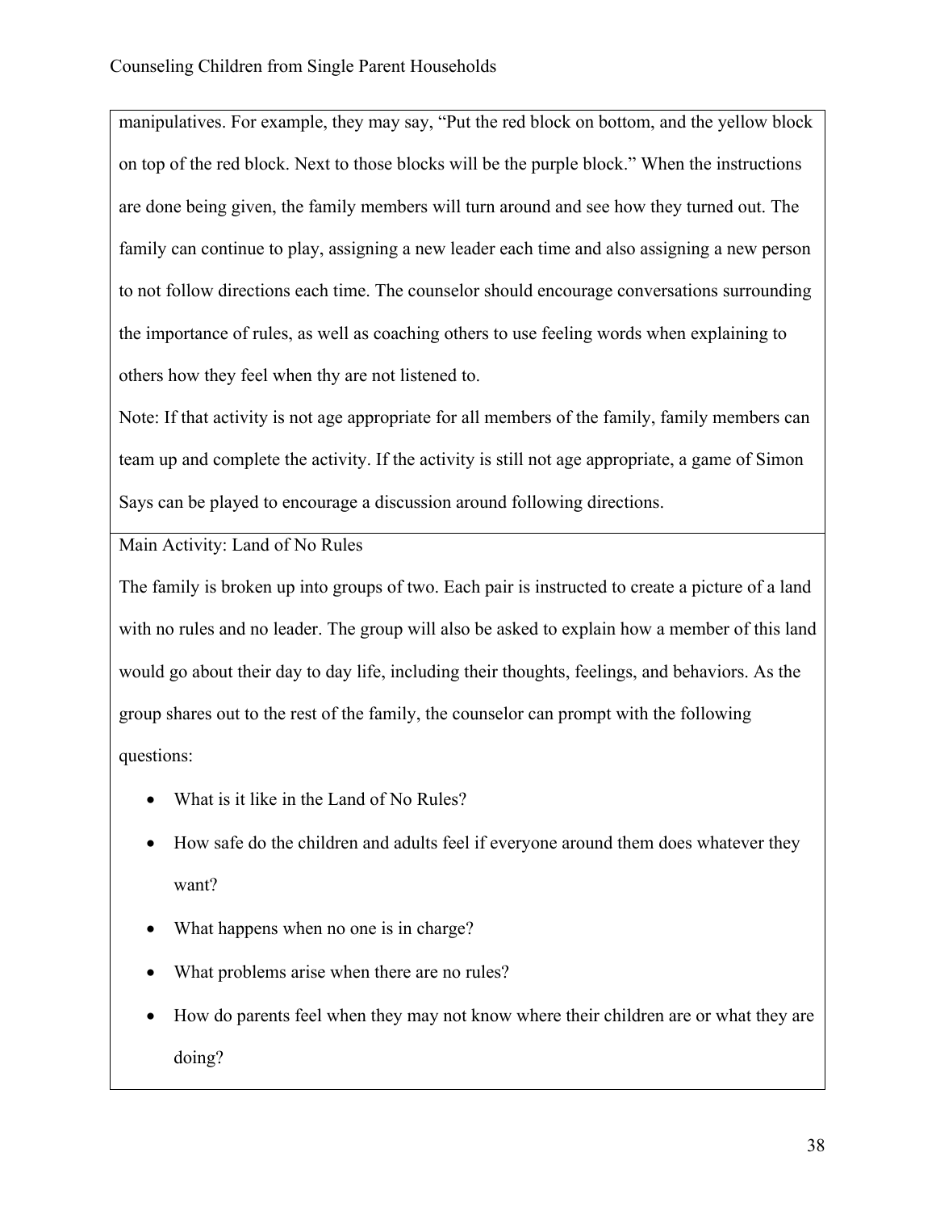manipulatives. For example, they may say, “Put the red block on bottom, and the yellow block on top of the red block. Next to those blocks will be the purple block.” When the instructions are done being given, the family members will turn around and see how they turned out. The family can continue to play, assigning a new leader each time and also assigning a new person to not follow directions each time. The counselor should encourage conversations surrounding the importance of rules, as well as coaching others to use feeling words when explaining to others how they feel when thy are not listened to.

Note: If that activity is not age appropriate for all members of the family, family members can team up and complete the activity. If the activity is still not age appropriate, a game of Simon Says can be played to encourage a discussion around following directions.

Main Activity: Land of No Rules

The family is broken up into groups of two. Each pair is instructed to create a picture of a land with no rules and no leader. The group will also be asked to explain how a member of this land would go about their day to day life, including their thoughts, feelings, and behaviors. As the group shares out to the rest of the family, the counselor can prompt with the following questions:

- What is it like in the Land of No Rules?
- How safe do the children and adults feel if everyone around them does whatever they want?
- What happens when no one is in charge?
- What problems arise when there are no rules?
- How do parents feel when they may not know where their children are or what they are doing?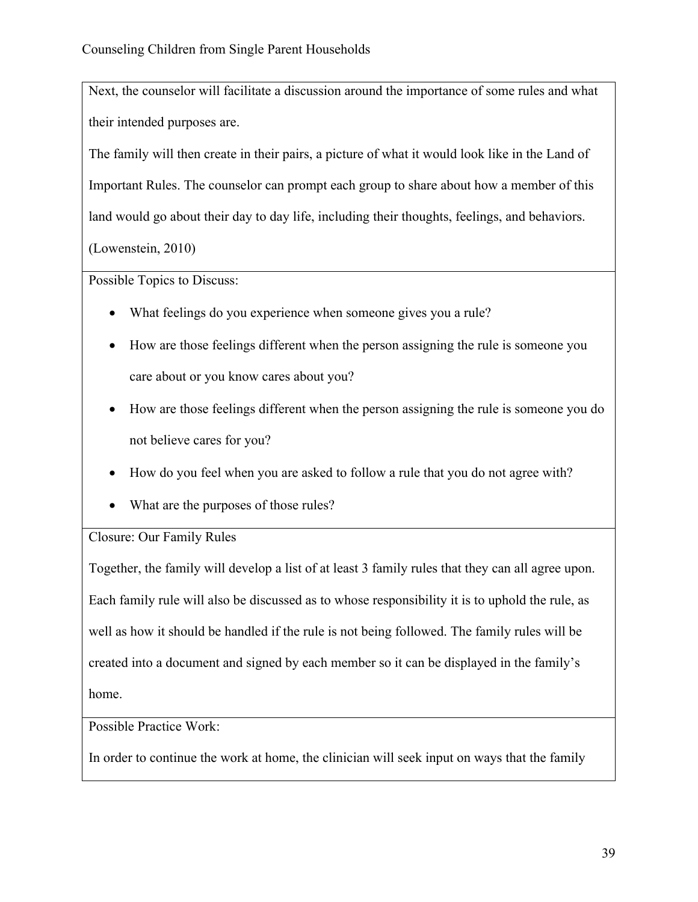Next, the counselor will facilitate a discussion around the importance of some rules and what their intended purposes are.

The family will then create in their pairs, a picture of what it would look like in the Land of Important Rules. The counselor can prompt each group to share about how a member of this land would go about their day to day life, including their thoughts, feelings, and behaviors. (Lowenstein, 2010)

Possible Topics to Discuss:

- What feelings do you experience when someone gives you a rule?
- How are those feelings different when the person assigning the rule is someone you care about or you know cares about you?
- How are those feelings different when the person assigning the rule is someone you do not believe cares for you?
- How do you feel when you are asked to follow a rule that you do not agree with?
- What are the purposes of those rules?

Closure: Our Family Rules

Together, the family will develop a list of at least 3 family rules that they can all agree upon. Each family rule will also be discussed as to whose responsibility it is to uphold the rule, as well as how it should be handled if the rule is not being followed. The family rules will be created into a document and signed by each member so it can be displayed in the family's home.

Possible Practice Work:

In order to continue the work at home, the clinician will seek input on ways that the family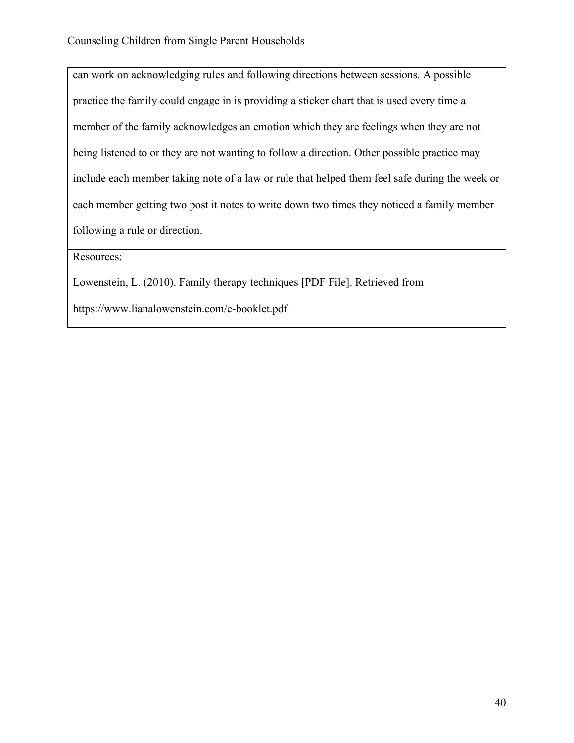| can work on acknowledging rules and following directions between sessions. A possible practice the family could engage in is providing a sticker chart that is used every time a member of the family acknowledges an emotion which they are feelings when they are not being listened to or they are not wanting to follow a direction. Other possible practice may include each member taking note of a law or rule that helped them feel safe during the week or each member getting two post it notes to write down two times they noticed a family member following a rule or direction. |
|---|
| Resources:<br><br>Lowenstein, L. (2010). Family therapy techniques [PDF File]. Retrieved from https://www.lianalowenstein.com/e-booklet.pdf |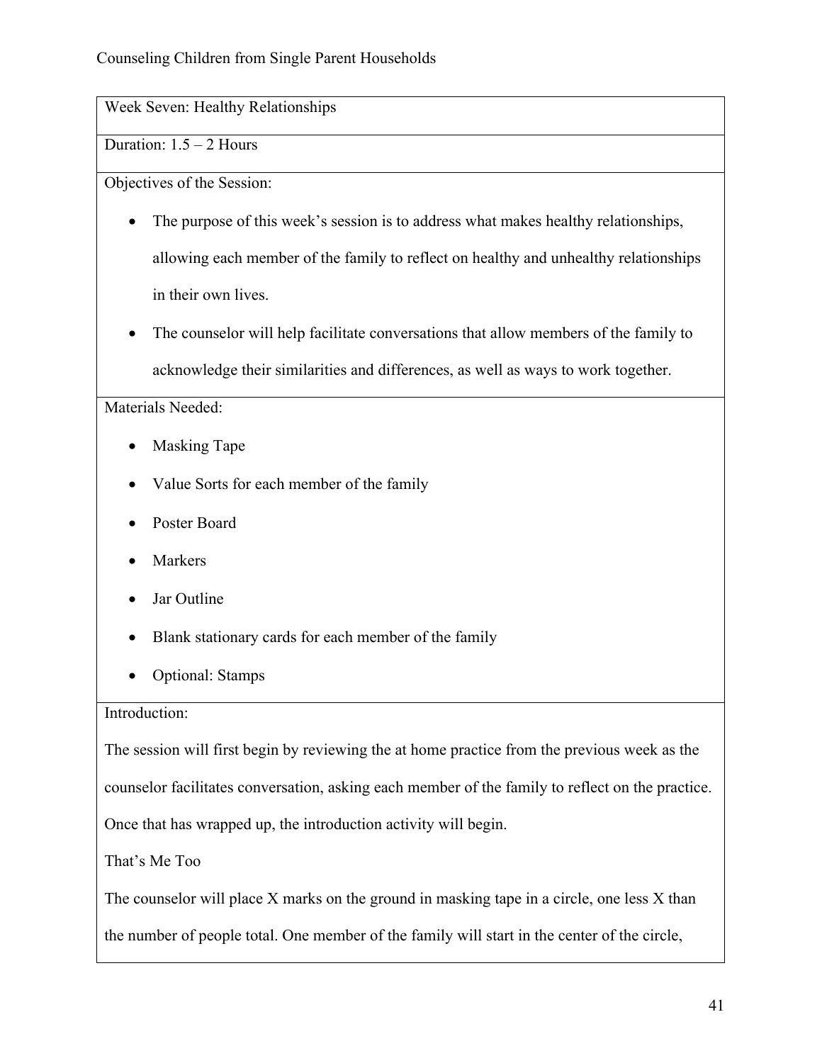Week Seven: Healthy Relationships

Duration: 1.5 – 2 Hours

Objectives of the Session:

- The purpose of this week's session is to address what makes healthy relationships, allowing each member of the family to reflect on healthy and unhealthy relationships in their own lives.
- The counselor will help facilitate conversations that allow members of the family to acknowledge their similarities and differences, as well as ways to work together.

Materials Needed:

- Masking Tape
- Value Sorts for each member of the family
- Poster Board
- Markers
- Jar Outline
- Blank stationary cards for each member of the family
- Optional: Stamps

Introduction:

The session will first begin by reviewing the at home practice from the previous week as the counselor facilitates conversation, asking each member of the family to reflect on the practice. Once that has wrapped up, the introduction activity will begin.

That's Me Too

The counselor will place X marks on the ground in masking tape in a circle, one less X than the number of people total. One member of the family will start in the center of the circle,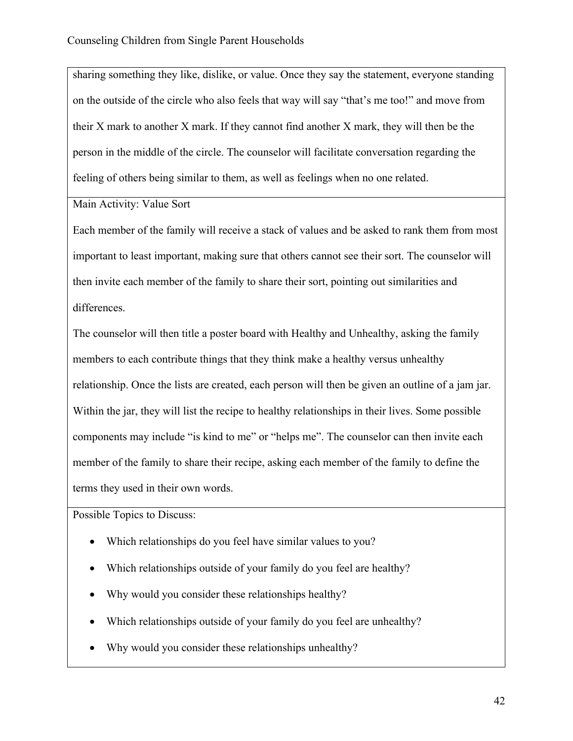sharing something they like, dislike, or value. Once they say the statement, everyone standing on the outside of the circle who also feels that way will say "that's me too!" and move from their X mark to another X mark. If they cannot find another X mark, they will then be the person in the middle of the circle. The counselor will facilitate conversation regarding the feeling of others being similar to them, as well as feelings when no one related.

Main Activity: Value Sort

Each member of the family will receive a stack of values and be asked to rank them from most important to least important, making sure that others cannot see their sort. The counselor will then invite each member of the family to share their sort, pointing out similarities and differences.

The counselor will then title a poster board with Healthy and Unhealthy, asking the family members to each contribute things that they think make a healthy versus unhealthy relationship. Once the lists are created, each person will then be given an outline of a jam jar. Within the jar, they will list the recipe to healthy relationships in their lives. Some possible components may include "is kind to me" or "helps me". The counselor can then invite each member of the family to share their recipe, asking each member of the family to define the terms they used in their own words.

Possible Topics to Discuss:

- Which relationships do you feel have similar values to you?
- Which relationships outside of your family do you feel are healthy?
- Why would you consider these relationships healthy?
- Which relationships outside of your family do you feel are unhealthy?
- Why would you consider these relationships unhealthy?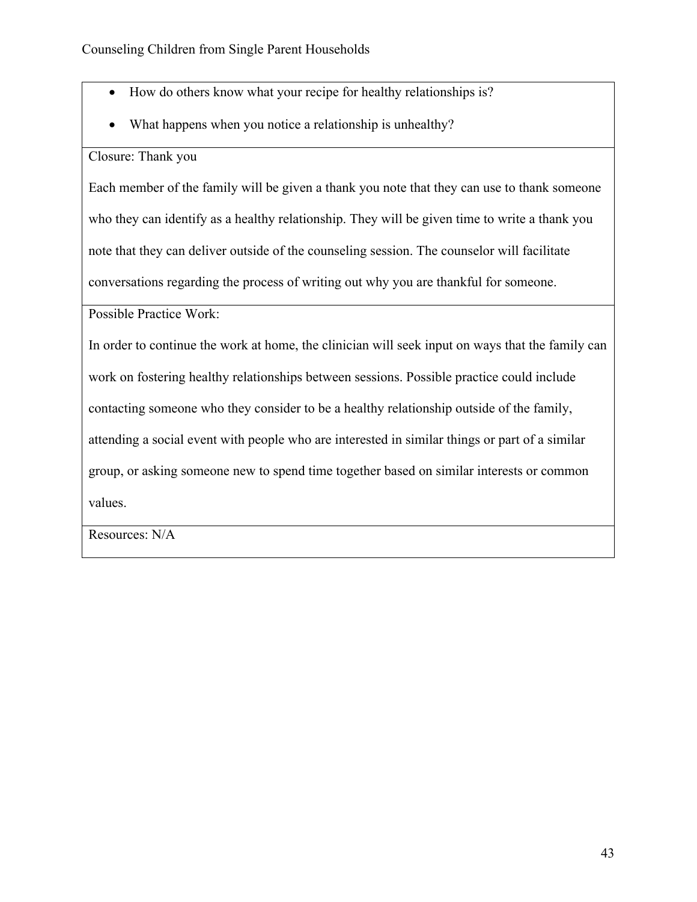| |
|---|
| - How do others know what your recipe for healthy relationships is?<br>- What happens when you notice a relationship is unhealthy? |
| Closure: Thank you<br>Each member of the family will be given a thank you note that they can use to thank someone who they can identify as a healthy relationship. They will be given time to write a thank you note that they can deliver outside of the counseling session. The counselor will facilitate conversations regarding the process of writing out why you are thankful for someone. |
| Possible Practice Work:<br>In order to continue the work at home, the clinician will seek input on ways that the family can work on fostering healthy relationships between sessions. Possible practice could include contacting someone who they consider to be a healthy relationship outside of the family, attending a social event with people who are interested in similar things or part of a similar group, or asking someone new to spend time together based on similar interests or common values. |
| Resources: N/A |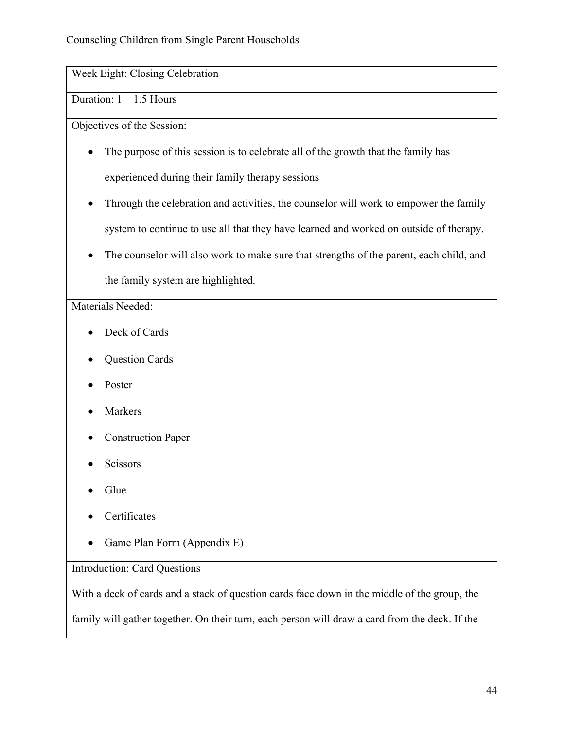| Week Eight: Closing Celebration |
| --- |
| Duration: 1 – 1.5 Hours |
| Objectives of the Session:<br>• The purpose of this session is to celebrate all of the growth that the family has experienced during their family therapy sessions<br>• Through the celebration and activities, the counselor will work to empower the family system to continue to use all that they have learned and worked on outside of therapy.<br>• The counselor will also work to make sure that strengths of the parent, each child, and the family system are highlighted. |
| Materials Needed:<br>• Deck of Cards<br>• Question Cards<br>• Poster<br>• Markers<br>• Construction Paper<br>• Scissors<br>• Glue<br>• Certificates<br>• Game Plan Form (Appendix E) |
| Introduction: Card Questions<br>With a deck of cards and a stack of question cards face down in the middle of the group, the family will gather together. On their turn, each person will draw a card from the deck. If the |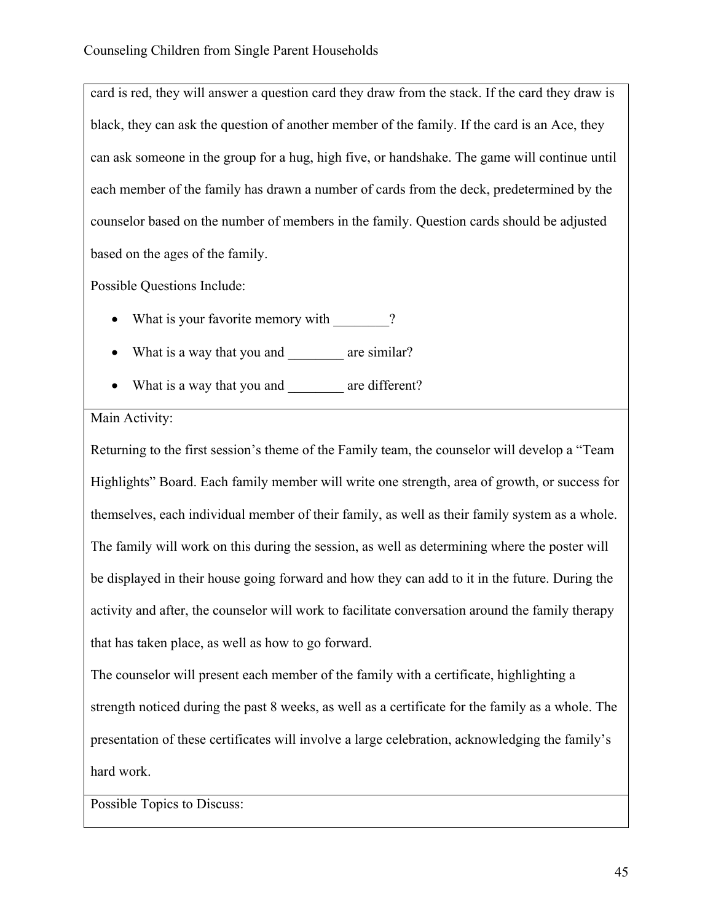card is red, they will answer a question card they draw from the stack. If the card they draw is black, they can ask the question of another member of the family. If the card is an Ace, they can ask someone in the group for a hug, high five, or handshake. The game will continue until each member of the family has drawn a number of cards from the deck, predetermined by the counselor based on the number of members in the family. Question cards should be adjusted based on the ages of the family.

Possible Questions Include:

- What is your favorite memory with ________?
- What is a way that you and ________ are similar?
- What is a way that you and ________ are different?

Main Activity:

Returning to the first session's theme of the Family team, the counselor will develop a "Team Highlights" Board. Each family member will write one strength, area of growth, or success for themselves, each individual member of their family, as well as their family system as a whole. The family will work on this during the session, as well as determining where the poster will be displayed in their house going forward and how they can add to it in the future. During the activity and after, the counselor will work to facilitate conversation around the family therapy that has taken place, as well as how to go forward.

The counselor will present each member of the family with a certificate, highlighting a strength noticed during the past 8 weeks, as well as a certificate for the family as a whole. The presentation of these certificates will involve a large celebration, acknowledging the family's hard work.

Possible Topics to Discuss: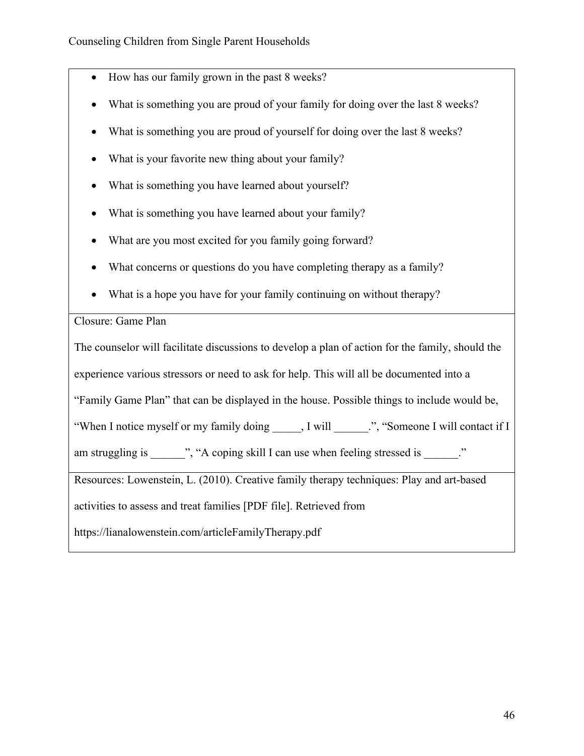- How has our family grown in the past 8 weeks?
- What is something you are proud of your family for doing over the last 8 weeks?
- What is something you are proud of yourself for doing over the last 8 weeks?
- What is your favorite new thing about your family?
- What is something you have learned about yourself?
- What is something you have learned about your family?
- What are you most excited for you family going forward?
- What concerns or questions do you have completing therapy as a family?
- What is a hope you have for your family continuing on without therapy?

Closure: Game Plan

The counselor will facilitate discussions to develop a plan of action for the family, should the experience various stressors or need to ask for help. This will all be documented into a "Family Game Plan" that can be displayed in the house. Possible things to include would be, "When I notice myself or my family doing _____, I will ______.", "Someone I will contact if I am struggling is ______", "A coping skill I can use when feeling stressed is ______."

Resources: Lowenstein, L. (2010). Creative family therapy techniques: Play and art-based activities to assess and treat families [PDF file]. Retrieved from https://lianalowenstein.com/articleFamilyTherapy.pdf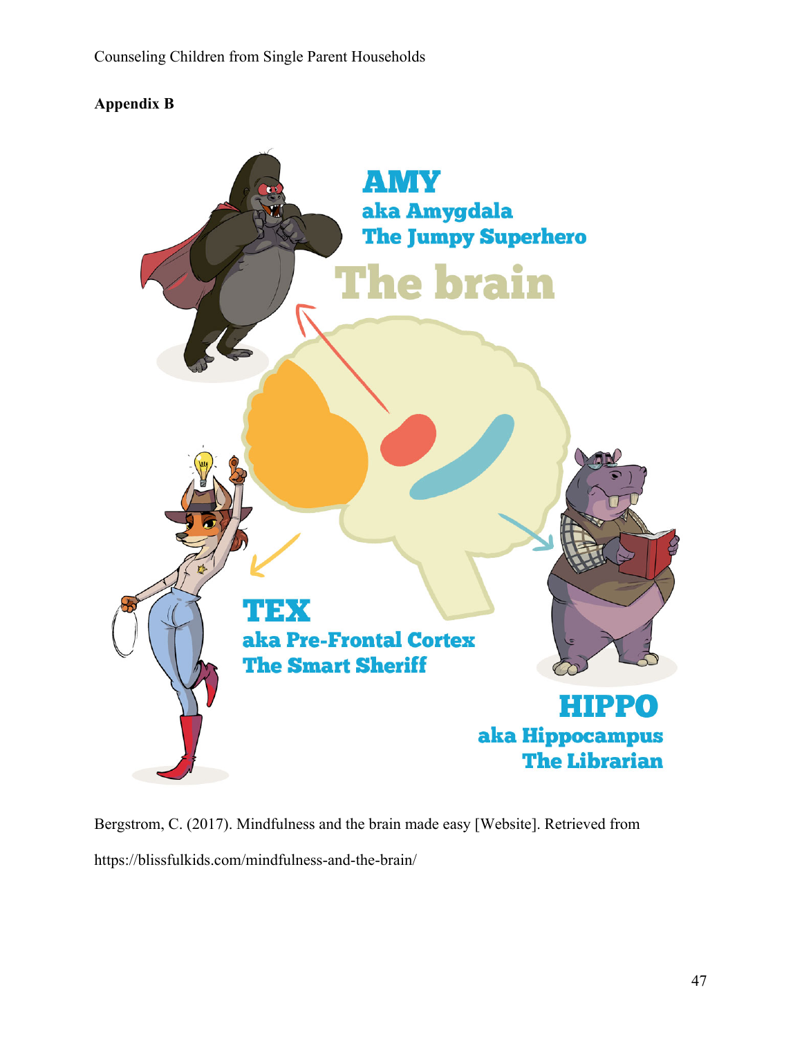## Appendix B

AMY
aka Amygdala
The Jumpy Superhero

The brain

TEX
aka Pre-Frontal Cortex
The Smart Sheriff

HIPPO
aka Hippocampus
The Librarian

Bergstrom, C. (2017). Mindfulness and the brain made easy [Website]. Retrieved from https://blissfulkids.com/mindfulness-and-the-brain/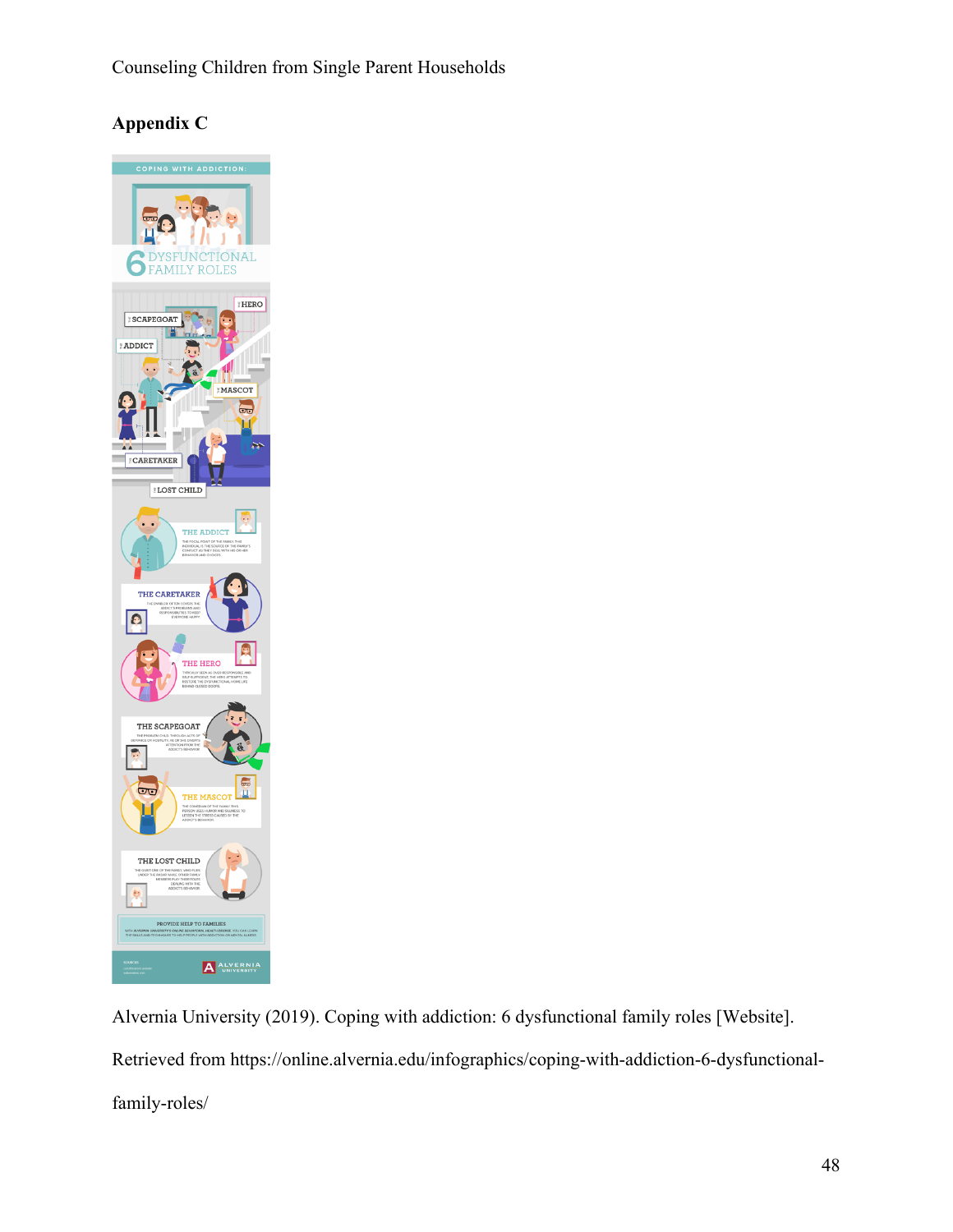## Appendix C

Alvernia University (2019). Coping with addiction: 6 dysfunctional family roles [Website]. Retrieved from https://online.alvernia.edu/infographics/coping-with-addiction-6-dysfunctional-family-roles/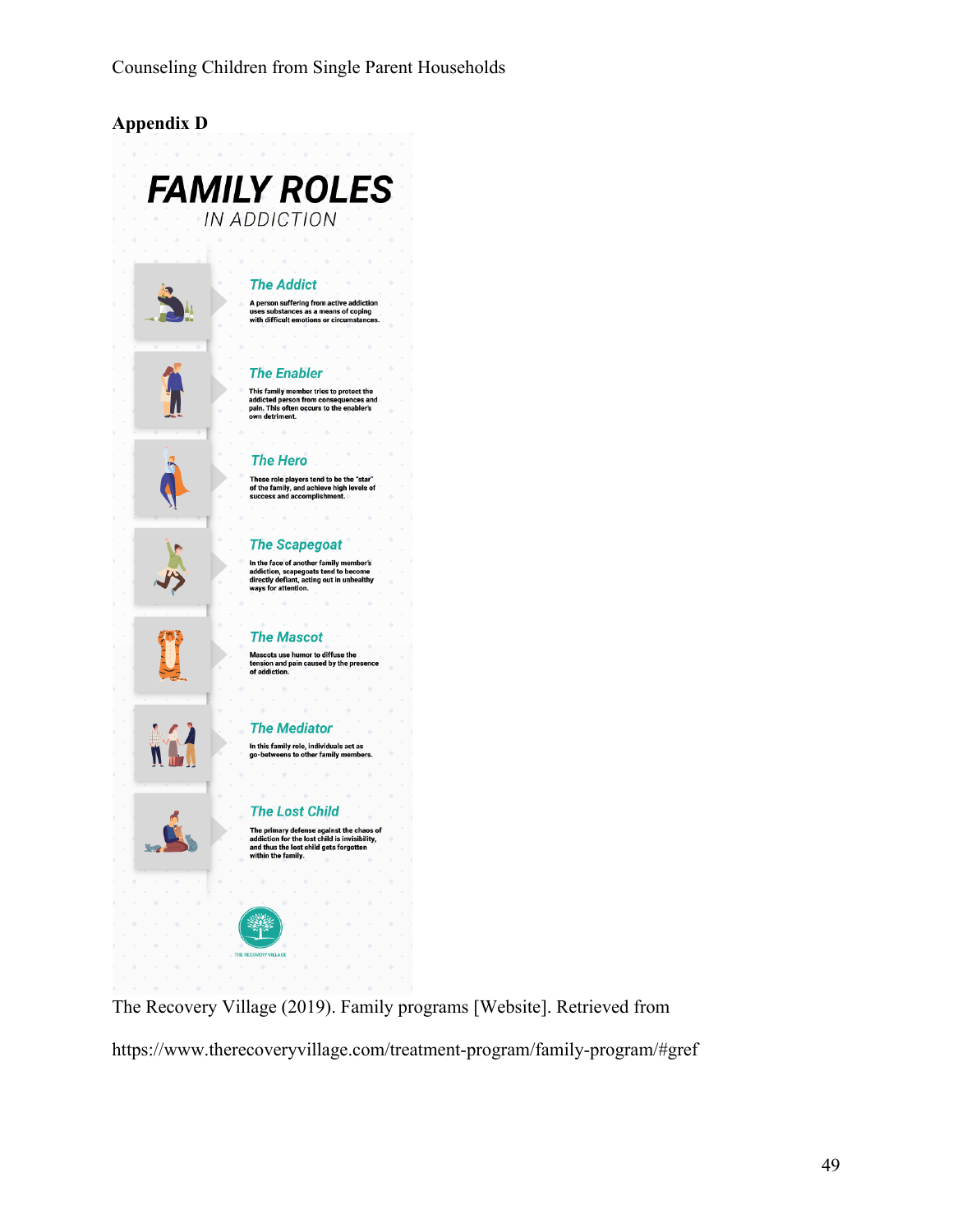## Appendix D

# FAMILY ROLES
IN ADDICTION

### The Addict
A person suffering from active addiction uses substances as a means of coping with difficult emotions or circumstances.

### The Enabler
This family member tries to protect the addicted person from consequences and pain. This often occurs to the enabler's own detriment.

### The Hero
These role players tend to be the "star" of the family, and achieve high levels of success and accomplishment.

### The Scapegoat
In the face of another family member's addiction, scapegoats tend to become directly defiant, acting out in unhealthy ways for attention.

### The Mascot
Mascots use humor to diffuse the tension and pain caused by the presence of addiction.

### The Mediator
In this family role, individuals act as go-betweens to other family members.

### The Lost Child
The primary defense against the chaos of addiction for the lost child is invisibility, and thus the lost child gets forgotten within the family.

THE RECOVERY VILLAGE

The Recovery Village (2019). Family programs [Website]. Retrieved from

https://www.therecoveryvillage.com/treatment-program/family-program/#gref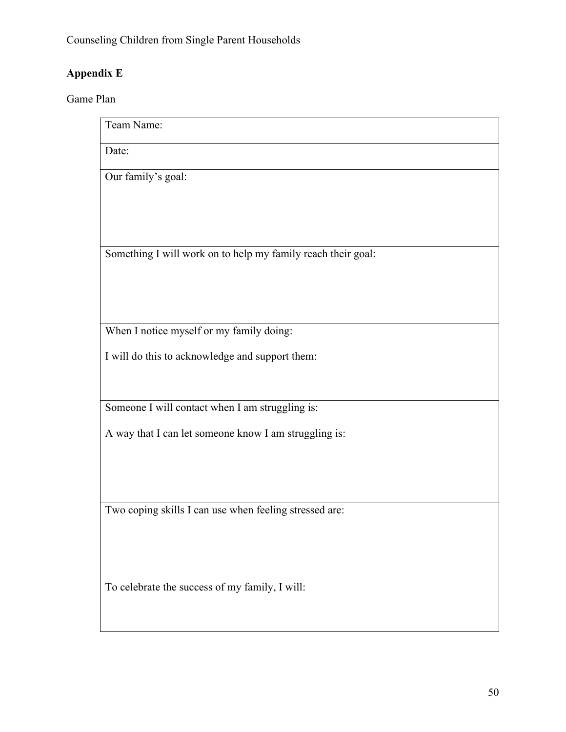## Appendix E

Game Plan

| |
|---|
| Team Name: |
| Date: |
| Our family's goal: |
| Something I will work on to help my family reach their goal: |
| When I notice myself or my family doing:<br><br>I will do this to acknowledge and support them: |
| Someone I will contact when I am struggling is:<br><br>A way that I can let someone know I am struggling is: |
| Two coping skills I can use when feeling stressed are: |
| To celebrate the success of my family, I will: |